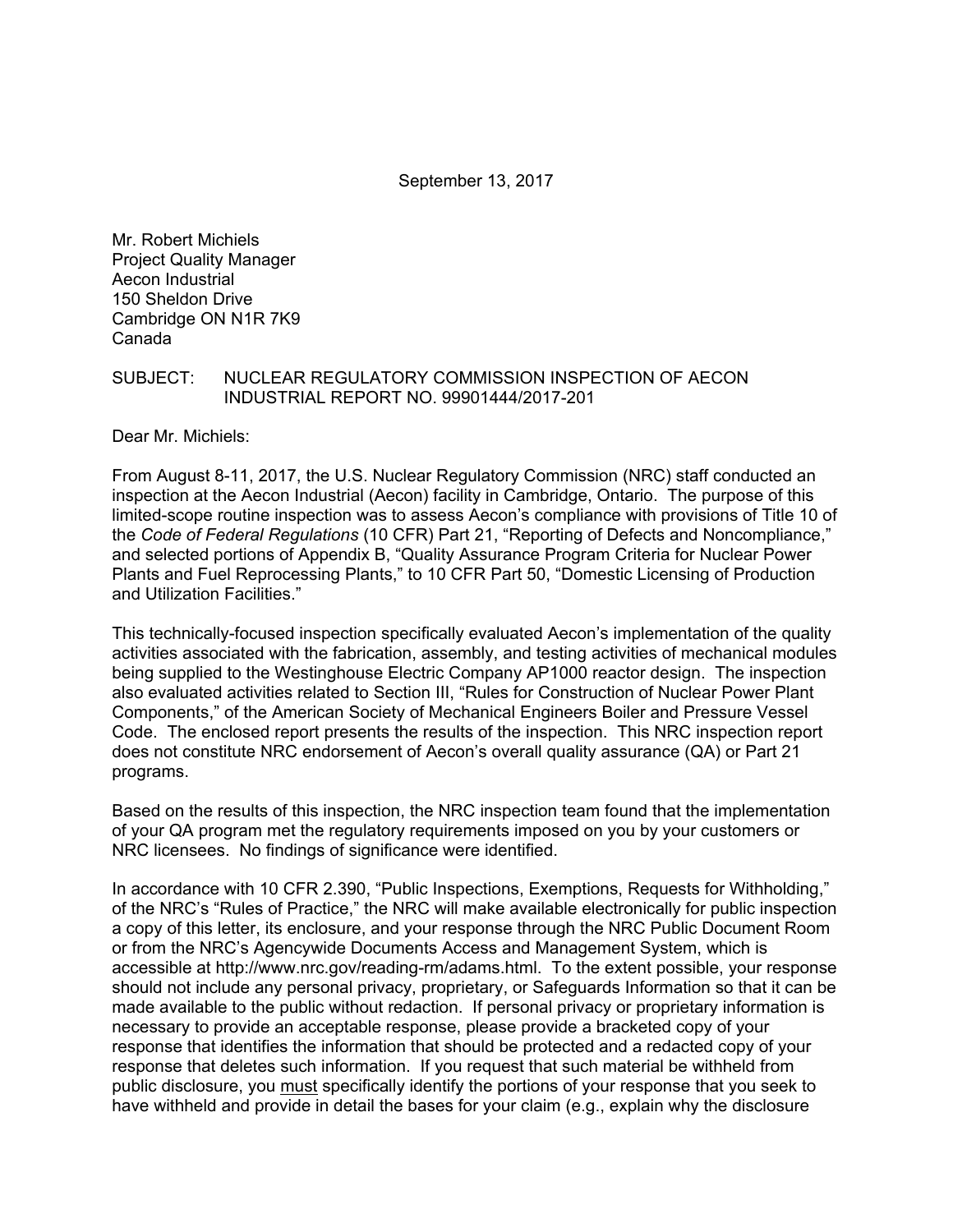September 13, 2017

Mr. Robert Michiels
Project Quality Manager
Aecon Industrial
150 Sheldon Drive
Cambridge ON N1R 7K9
Canada

SUBJECT: NUCLEAR REGULATORY COMMISSION INSPECTION OF AECON INDUSTRIAL REPORT NO. 99901444/2017-201

Dear Mr. Michiels:

From August 8-11, 2017, the U.S. Nuclear Regulatory Commission (NRC) staff conducted an inspection at the Aecon Industrial (Aecon) facility in Cambridge, Ontario. The purpose of this limited-scope routine inspection was to assess Aecon's compliance with provisions of Title 10 of the *Code of Federal Regulations* (10 CFR) Part 21, "Reporting of Defects and Noncompliance," and selected portions of Appendix B, "Quality Assurance Program Criteria for Nuclear Power Plants and Fuel Reprocessing Plants," to 10 CFR Part 50, "Domestic Licensing of Production and Utilization Facilities."

This technically-focused inspection specifically evaluated Aecon's implementation of the quality activities associated with the fabrication, assembly, and testing activities of mechanical modules being supplied to the Westinghouse Electric Company AP1000 reactor design. The inspection also evaluated activities related to Section III, "Rules for Construction of Nuclear Power Plant Components," of the American Society of Mechanical Engineers Boiler and Pressure Vessel Code. The enclosed report presents the results of the inspection. This NRC inspection report does not constitute NRC endorsement of Aecon's overall quality assurance (QA) or Part 21 programs.

Based on the results of this inspection, the NRC inspection team found that the implementation of your QA program met the regulatory requirements imposed on you by your customers or NRC licensees. No findings of significance were identified.

In accordance with 10 CFR 2.390, "Public Inspections, Exemptions, Requests for Withholding," of the NRC's "Rules of Practice," the NRC will make available electronically for public inspection a copy of this letter, its enclosure, and your response through the NRC Public Document Room or from the NRC's Agencywide Documents Access and Management System, which is accessible at http://www.nrc.gov/reading-rm/adams.html. To the extent possible, your response should not include any personal privacy, proprietary, or Safeguards Information so that it can be made available to the public without redaction. If personal privacy or proprietary information is necessary to provide an acceptable response, please provide a bracketed copy of your response that identifies the information that should be protected and a redacted copy of your response that deletes such information. If you request that such material be withheld from public disclosure, you <u>must</u> specifically identify the portions of your response that you seek to have withheld and provide in detail the bases for your claim (e.g., explain why the disclosure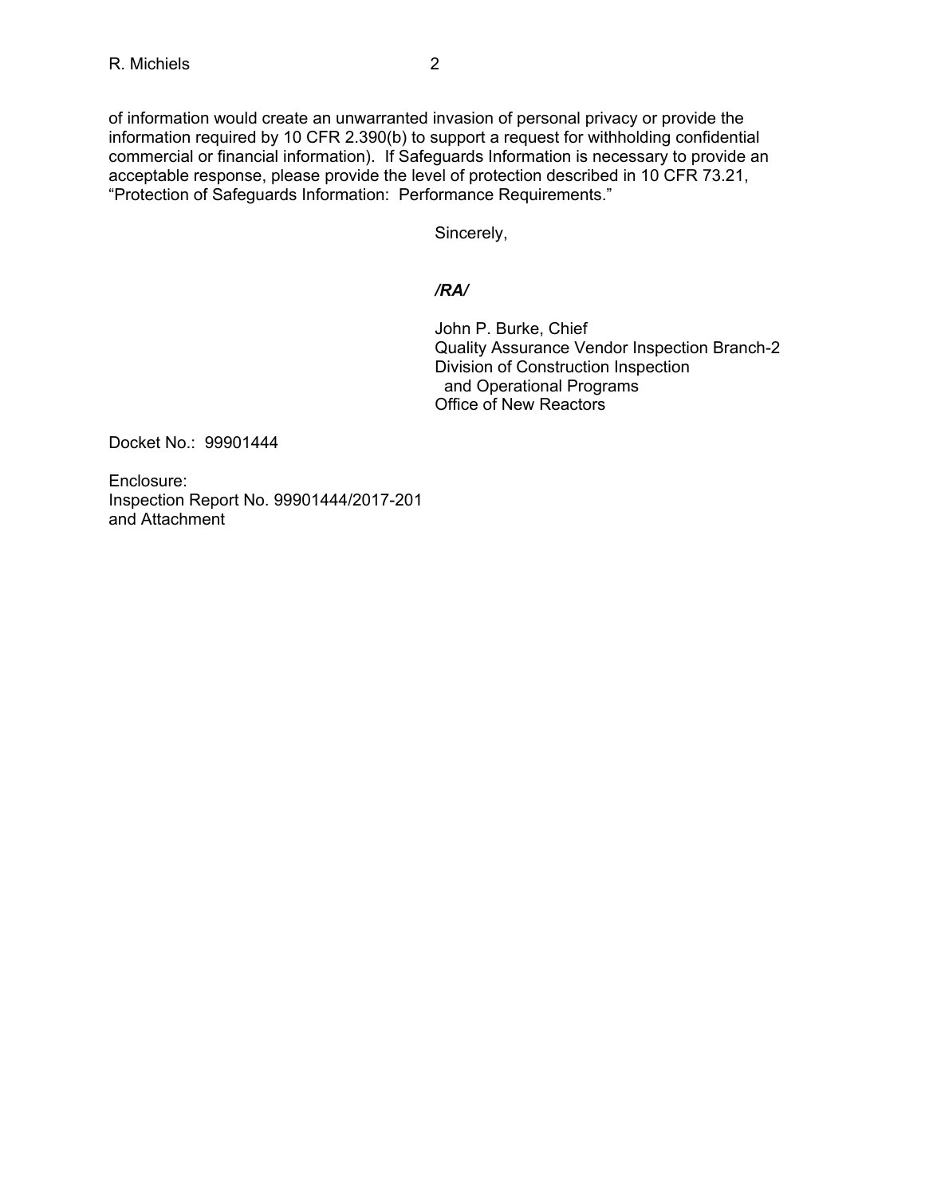of information would create an unwarranted invasion of personal privacy or provide the information required by 10 CFR 2.390(b) to support a request for withholding confidential commercial or financial information). If Safeguards Information is necessary to provide an acceptable response, please provide the level of protection described in 10 CFR 73.21, "Protection of Safeguards Information: Performance Requirements."

Sincerely,

***/RA/***

John P. Burke, Chief
Quality Assurance Vendor Inspection Branch-2
Division of Construction Inspection
and Operational Programs
Office of New Reactors

Docket No.: 99901444

Enclosure:
Inspection Report No. 99901444/2017-201
and Attachment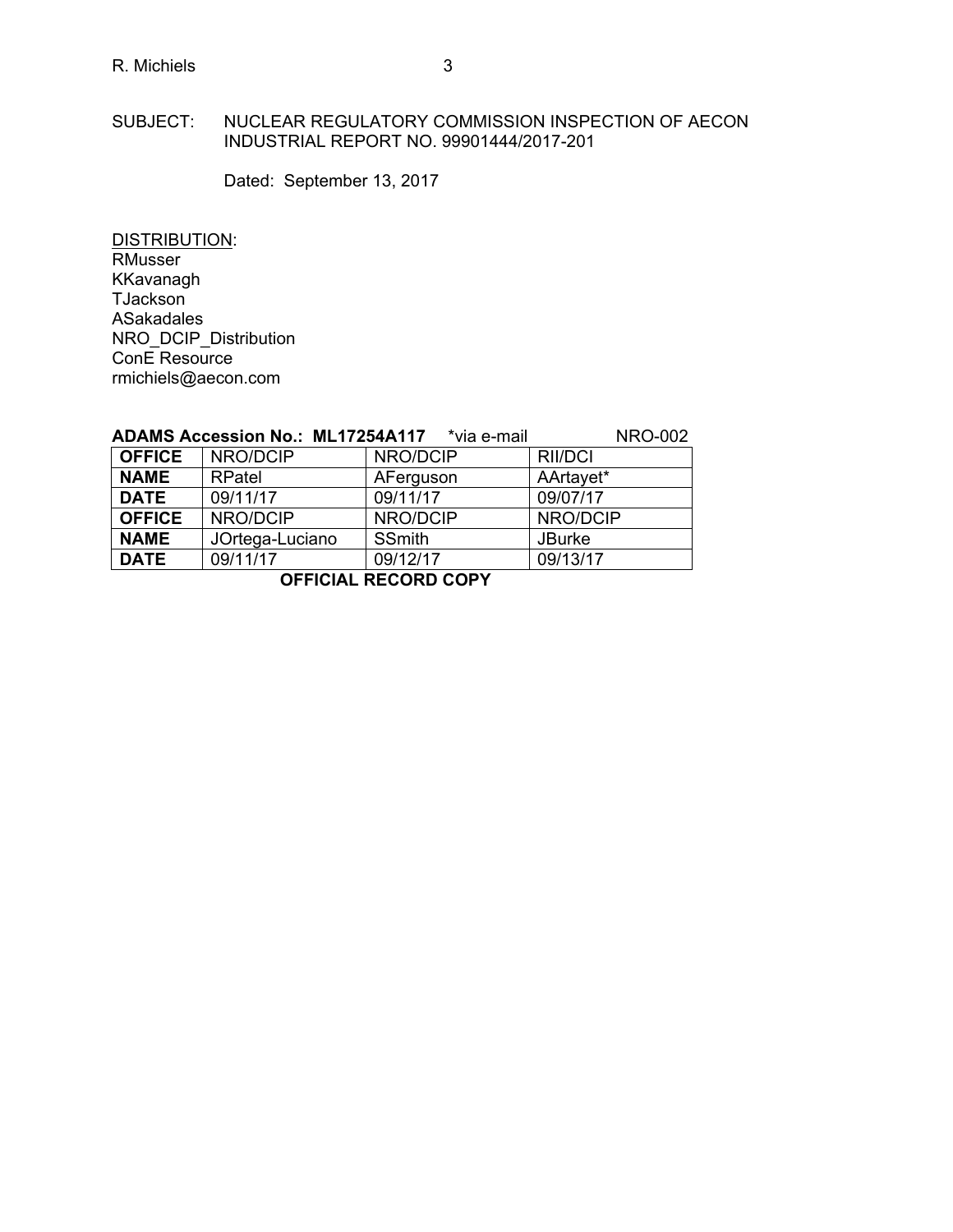SUBJECT: NUCLEAR REGULATORY COMMISSION INSPECTION OF AECON INDUSTRIAL REPORT NO. 99901444/2017-201

Dated: September 13, 2017

DISTRIBUTION:
RMusser
KKavanagh
TJackson
ASakadales
NRO_DCIP_Distribution
ConE Resource
rmichiels@aecon.com

**ADAMS Accession No.: ML17254A117** *via e-mail NRO-002

| **OFFICE** | NRO/DCIP | NRO/DCIP | RII/DCI |
|---|---|---|---|
| **NAME** | RPatel | AFerguson | AArtayet* |
| **DATE** | 09/11/17 | 09/11/17 | 09/07/17 |
| **OFFICE** | NRO/DCIP | NRO/DCIP | NRO/DCIP |
| **NAME** | JOrtega-Luciano | SSmith | JBurke |
| **DATE** | 09/11/17 | 09/12/17 | 09/13/17 |

**OFFICIAL RECORD COPY**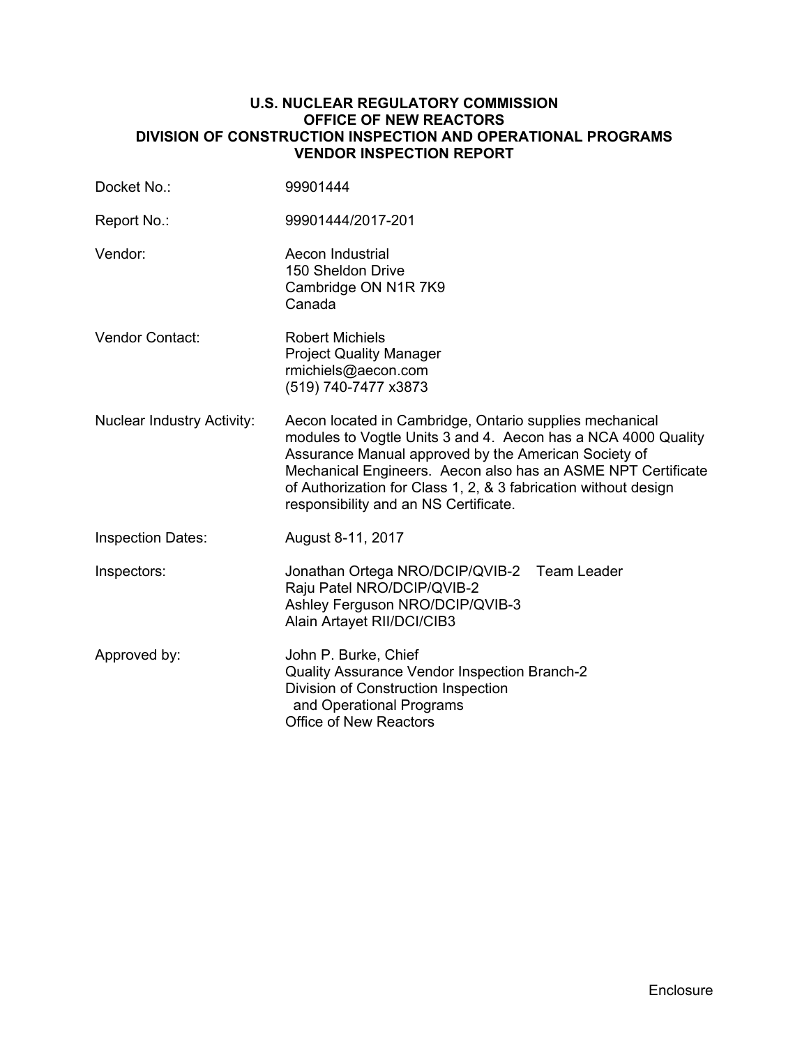**U.S. NUCLEAR REGULATORY COMMISSION**
**OFFICE OF NEW REACTORS**
**DIVISION OF CONSTRUCTION INSPECTION AND OPERATIONAL PROGRAMS**
**VENDOR INSPECTION REPORT**

| | |
|---|---|
| Docket No.: | 99901444 |
| Report No.: | 99901444/2017-201 |
| Vendor: | Aecon Industrial<br>150 Sheldon Drive<br>Cambridge ON N1R 7K9<br>Canada |
| Vendor Contact: | Robert Michiels<br>Project Quality Manager<br>rmichiels@aecon.com<br>(519) 740-7477 x3873 |
| Nuclear Industry Activity: | Aecon located in Cambridge, Ontario supplies mechanical modules to Vogtle Units 3 and 4. Aecon has a NCA 4000 Quality Assurance Manual approved by the American Society of Mechanical Engineers. Aecon also has an ASME NPT Certificate of Authorization for Class 1, 2, & 3 fabrication without design responsibility and an NS Certificate. |
| Inspection Dates: | August 8-11, 2017 |
| Inspectors: | Jonathan Ortega NRO/DCIP/QVIB-2 Team Leader<br>Raju Patel NRO/DCIP/QVIB-2<br>Ashley Ferguson NRO/DCIP/QVIB-3<br>Alain Artayet RII/DCI/CIB3 |
| Approved by: | John P. Burke, Chief<br>Quality Assurance Vendor Inspection Branch-2<br>Division of Construction Inspection and Operational Programs<br>Office of New Reactors |

Enclosure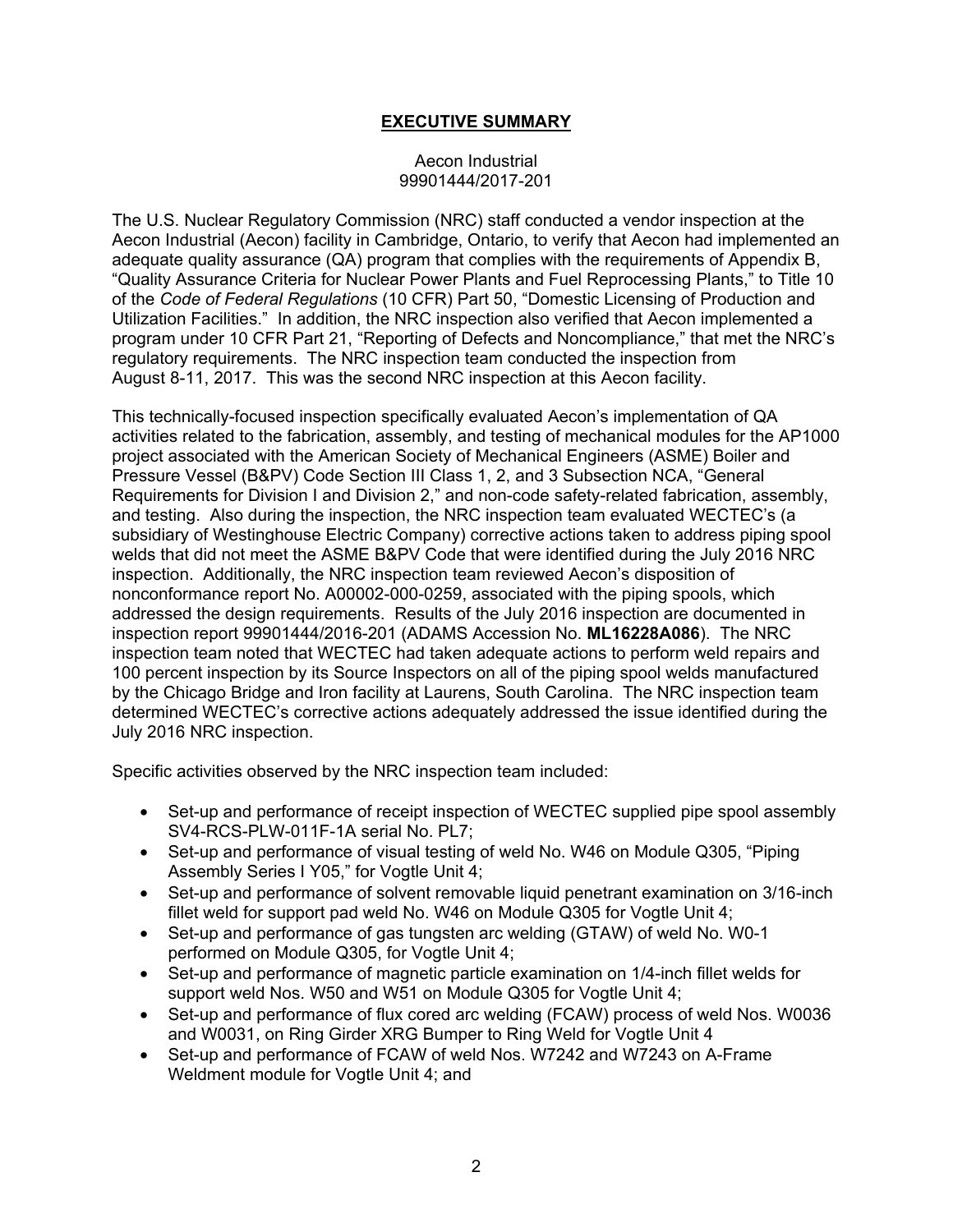## EXECUTIVE SUMMARY

Aecon Industrial
99901444/2017-201

The U.S. Nuclear Regulatory Commission (NRC) staff conducted a vendor inspection at the Aecon Industrial (Aecon) facility in Cambridge, Ontario, to verify that Aecon had implemented an adequate quality assurance (QA) program that complies with the requirements of Appendix B, "Quality Assurance Criteria for Nuclear Power Plants and Fuel Reprocessing Plants," to Title 10 of the *Code of Federal Regulations* (10 CFR) Part 50, "Domestic Licensing of Production and Utilization Facilities." In addition, the NRC inspection also verified that Aecon implemented a program under 10 CFR Part 21, "Reporting of Defects and Noncompliance," that met the NRC's regulatory requirements. The NRC inspection team conducted the inspection from August 8-11, 2017. This was the second NRC inspection at this Aecon facility.

This technically-focused inspection specifically evaluated Aecon's implementation of QA activities related to the fabrication, assembly, and testing of mechanical modules for the AP1000 project associated with the American Society of Mechanical Engineers (ASME) Boiler and Pressure Vessel (B&PV) Code Section III Class 1, 2, and 3 Subsection NCA, "General Requirements for Division I and Division 2," and non-code safety-related fabrication, assembly, and testing. Also during the inspection, the NRC inspection team evaluated WECTEC's (a subsidiary of Westinghouse Electric Company) corrective actions taken to address piping spool welds that did not meet the ASME B&PV Code that were identified during the July 2016 NRC inspection. Additionally, the NRC inspection team reviewed Aecon's disposition of nonconformance report No. A00002-000-0259, associated with the piping spools, which addressed the design requirements. Results of the July 2016 inspection are documented in inspection report 99901444/2016-201 (ADAMS Accession No. **ML16228A086**). The NRC inspection team noted that WECTEC had taken adequate actions to perform weld repairs and 100 percent inspection by its Source Inspectors on all of the piping spool welds manufactured by the Chicago Bridge and Iron facility at Laurens, South Carolina. The NRC inspection team determined WECTEC's corrective actions adequately addressed the issue identified during the July 2016 NRC inspection.

Specific activities observed by the NRC inspection team included:

- Set-up and performance of receipt inspection of WECTEC supplied pipe spool assembly SV4-RCS-PLW-011F-1A serial No. PL7;
- Set-up and performance of visual testing of weld No. W46 on Module Q305, "Piping Assembly Series I Y05," for Vogtle Unit 4;
- Set-up and performance of solvent removable liquid penetrant examination on 3/16-inch fillet weld for support pad weld No. W46 on Module Q305 for Vogtle Unit 4;
- Set-up and performance of gas tungsten arc welding (GTAW) of weld No. W0-1 performed on Module Q305, for Vogtle Unit 4;
- Set-up and performance of magnetic particle examination on 1/4-inch fillet welds for support weld Nos. W50 and W51 on Module Q305 for Vogtle Unit 4;
- Set-up and performance of flux cored arc welding (FCAW) process of weld Nos. W0036 and W0031, on Ring Girder XRG Bumper to Ring Weld for Vogtle Unit 4
- Set-up and performance of FCAW of weld Nos. W7242 and W7243 on A-Frame Weldment module for Vogtle Unit 4; and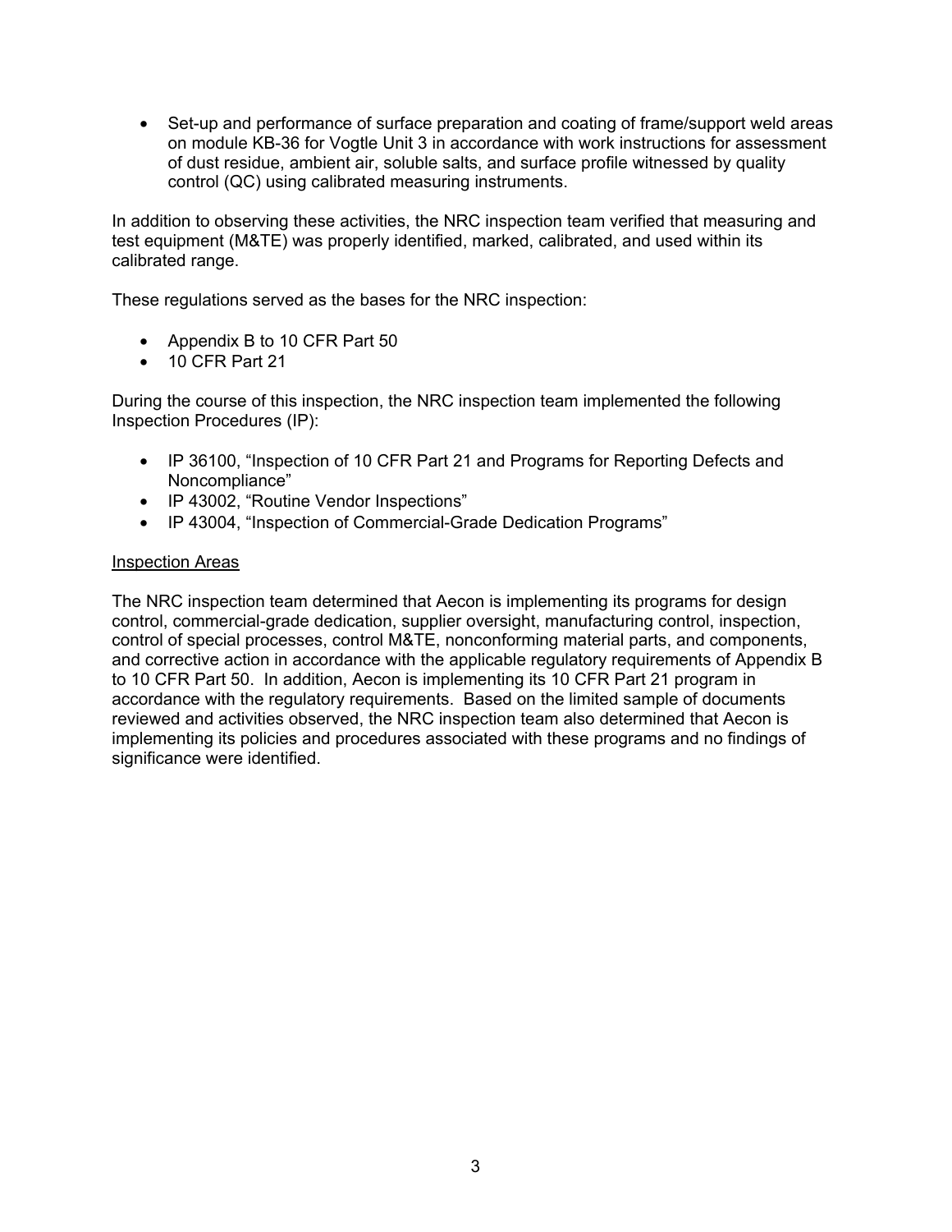- Set-up and performance of surface preparation and coating of frame/support weld areas on module KB-36 for Vogtle Unit 3 in accordance with work instructions for assessment of dust residue, ambient air, soluble salts, and surface profile witnessed by quality control (QC) using calibrated measuring instruments.

In addition to observing these activities, the NRC inspection team verified that measuring and test equipment (M&TE) was properly identified, marked, calibrated, and used within its calibrated range.

These regulations served as the bases for the NRC inspection:

- Appendix B to 10 CFR Part 50
- 10 CFR Part 21

During the course of this inspection, the NRC inspection team implemented the following Inspection Procedures (IP):

- IP 36100, "Inspection of 10 CFR Part 21 and Programs for Reporting Defects and Noncompliance"
- IP 43002, "Routine Vendor Inspections"
- IP 43004, "Inspection of Commercial-Grade Dedication Programs"

Inspection Areas

The NRC inspection team determined that Aecon is implementing its programs for design control, commercial-grade dedication, supplier oversight, manufacturing control, inspection, control of special processes, control M&TE, nonconforming material parts, and components, and corrective action in accordance with the applicable regulatory requirements of Appendix B to 10 CFR Part 50. In addition, Aecon is implementing its 10 CFR Part 21 program in accordance with the regulatory requirements. Based on the limited sample of documents reviewed and activities observed, the NRC inspection team also determined that Aecon is implementing its policies and procedures associated with these programs and no findings of significance were identified.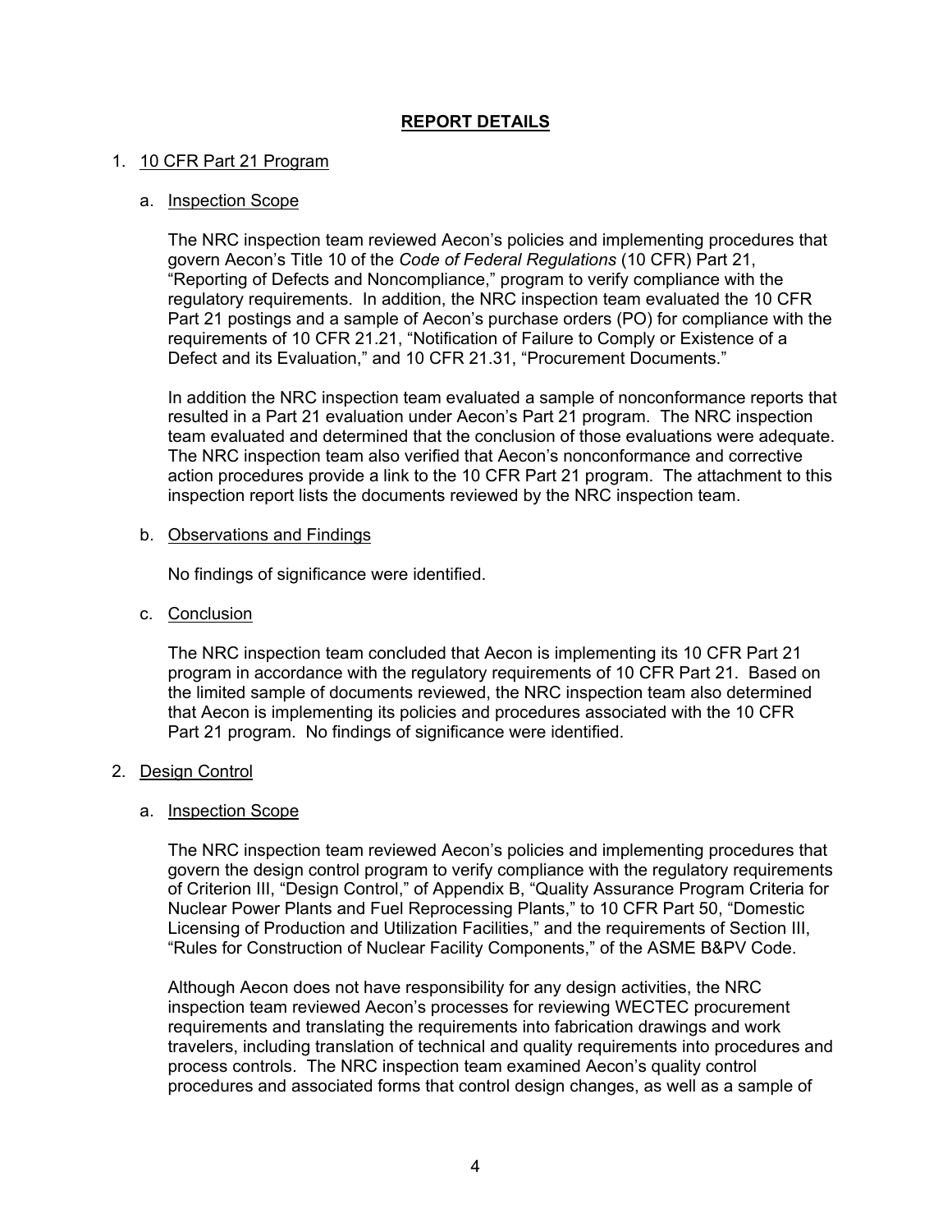## REPORT DETAILS

1. 10 CFR Part 21 Program

   a. Inspection Scope

   The NRC inspection team reviewed Aecon's policies and implementing procedures that govern Aecon's Title 10 of the *Code of Federal Regulations* (10 CFR) Part 21, "Reporting of Defects and Noncompliance," program to verify compliance with the regulatory requirements. In addition, the NRC inspection team evaluated the 10 CFR Part 21 postings and a sample of Aecon's purchase orders (PO) for compliance with the requirements of 10 CFR 21.21, "Notification of Failure to Comply or Existence of a Defect and its Evaluation," and 10 CFR 21.31, "Procurement Documents."

   In addition the NRC inspection team evaluated a sample of nonconformance reports that resulted in a Part 21 evaluation under Aecon's Part 21 program. The NRC inspection team evaluated and determined that the conclusion of those evaluations were adequate. The NRC inspection team also verified that Aecon's nonconformance and corrective action procedures provide a link to the 10 CFR Part 21 program. The attachment to this inspection report lists the documents reviewed by the NRC inspection team.

   b. Observations and Findings

   No findings of significance were identified.

   c. Conclusion

   The NRC inspection team concluded that Aecon is implementing its 10 CFR Part 21 program in accordance with the regulatory requirements of 10 CFR Part 21. Based on the limited sample of documents reviewed, the NRC inspection team also determined that Aecon is implementing its policies and procedures associated with the 10 CFR Part 21 program. No findings of significance were identified.

2. Design Control

   a. Inspection Scope

   The NRC inspection team reviewed Aecon's policies and implementing procedures that govern the design control program to verify compliance with the regulatory requirements of Criterion III, "Design Control," of Appendix B, "Quality Assurance Program Criteria for Nuclear Power Plants and Fuel Reprocessing Plants," to 10 CFR Part 50, "Domestic Licensing of Production and Utilization Facilities," and the requirements of Section III, "Rules for Construction of Nuclear Facility Components," of the ASME B&PV Code.

   Although Aecon does not have responsibility for any design activities, the NRC inspection team reviewed Aecon's processes for reviewing WECTEC procurement requirements and translating the requirements into fabrication drawings and work travelers, including translation of technical and quality requirements into procedures and process controls. The NRC inspection team examined Aecon's quality control procedures and associated forms that control design changes, as well as a sample of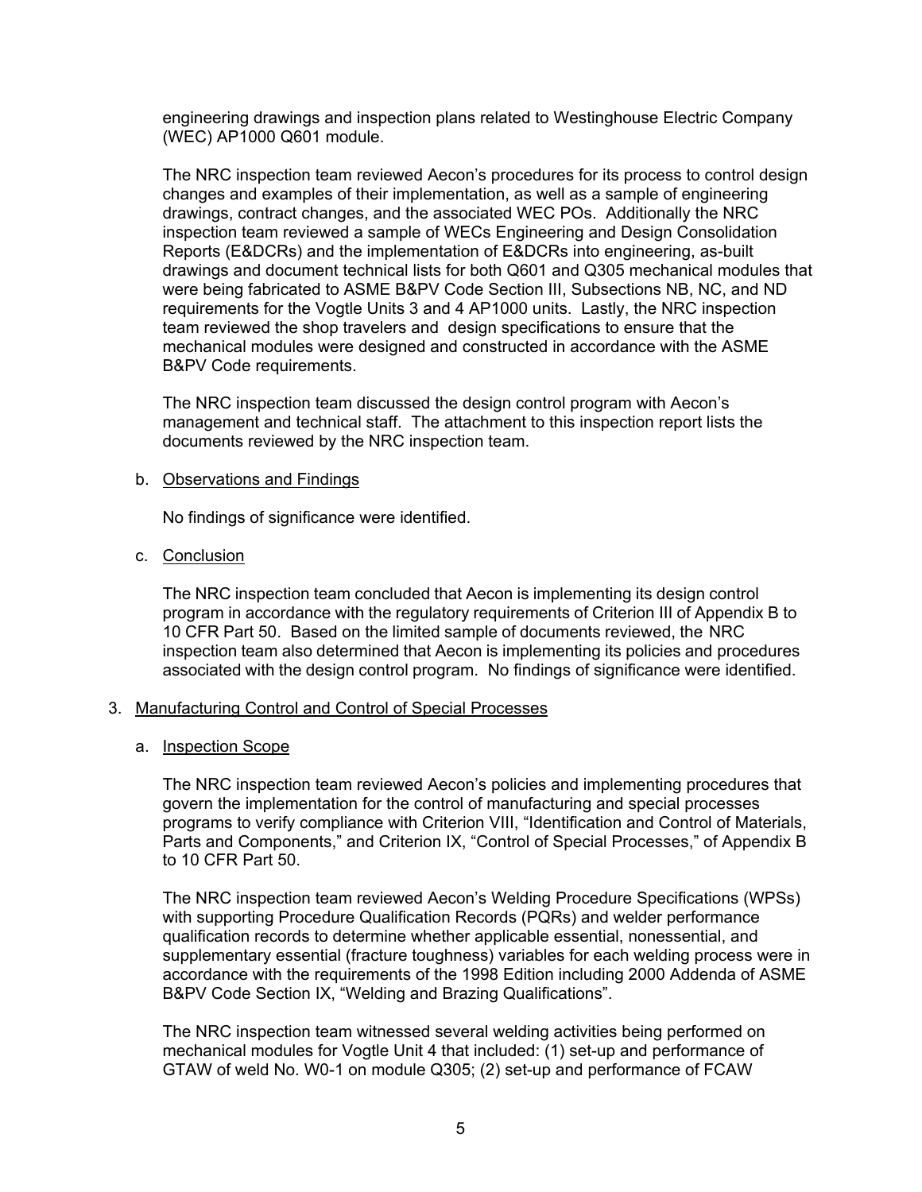engineering drawings and inspection plans related to Westinghouse Electric Company (WEC) AP1000 Q601 module.

The NRC inspection team reviewed Aecon's procedures for its process to control design changes and examples of their implementation, as well as a sample of engineering drawings, contract changes, and the associated WEC POs. Additionally the NRC inspection team reviewed a sample of WECs Engineering and Design Consolidation Reports (E&DCRs) and the implementation of E&DCRs into engineering, as-built drawings and document technical lists for both Q601 and Q305 mechanical modules that were being fabricated to ASME B&PV Code Section III, Subsections NB, NC, and ND requirements for the Vogtle Units 3 and 4 AP1000 units. Lastly, the NRC inspection team reviewed the shop travelers and design specifications to ensure that the mechanical modules were designed and constructed in accordance with the ASME B&PV Code requirements.

The NRC inspection team discussed the design control program with Aecon's management and technical staff. The attachment to this inspection report lists the documents reviewed by the NRC inspection team.

b. Observations and Findings

No findings of significance were identified.

c. Conclusion

The NRC inspection team concluded that Aecon is implementing its design control program in accordance with the regulatory requirements of Criterion III of Appendix B to 10 CFR Part 50. Based on the limited sample of documents reviewed, the NRC inspection team also determined that Aecon is implementing its policies and procedures associated with the design control program. No findings of significance were identified.

3. Manufacturing Control and Control of Special Processes

a. Inspection Scope

The NRC inspection team reviewed Aecon's policies and implementing procedures that govern the implementation for the control of manufacturing and special processes programs to verify compliance with Criterion VIII, "Identification and Control of Materials, Parts and Components," and Criterion IX, "Control of Special Processes," of Appendix B to 10 CFR Part 50.

The NRC inspection team reviewed Aecon's Welding Procedure Specifications (WPSs) with supporting Procedure Qualification Records (PQRs) and welder performance qualification records to determine whether applicable essential, nonessential, and supplementary essential (fracture toughness) variables for each welding process were in accordance with the requirements of the 1998 Edition including 2000 Addenda of ASME B&PV Code Section IX, "Welding and Brazing Qualifications".

The NRC inspection team witnessed several welding activities being performed on mechanical modules for Vogtle Unit 4 that included: (1) set-up and performance of GTAW of weld No. W0-1 on module Q305; (2) set-up and performance of FCAW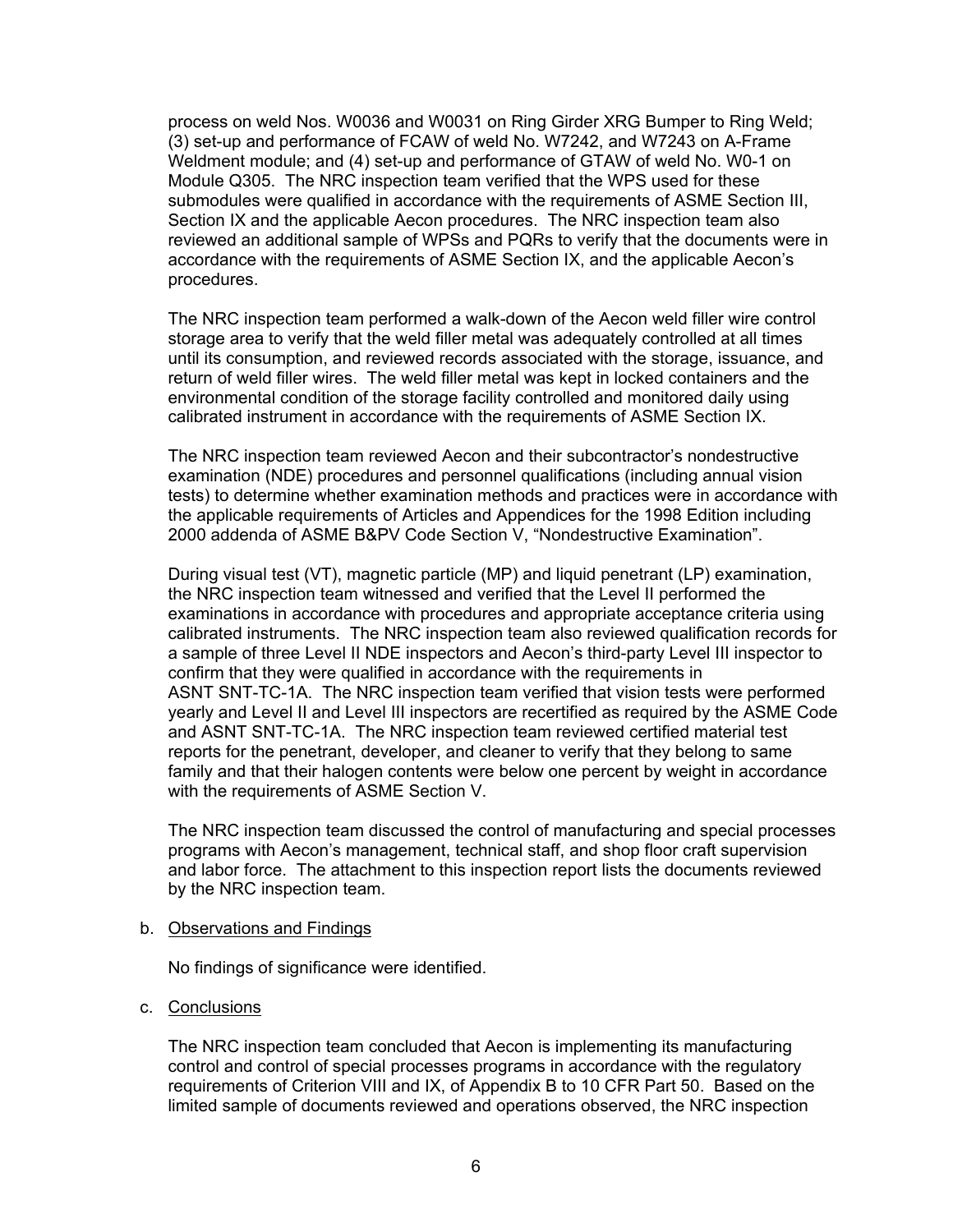process on weld Nos. W0036 and W0031 on Ring Girder XRG Bumper to Ring Weld; (3) set-up and performance of FCAW of weld No. W7242, and W7243 on A-Frame Weldment module; and (4) set-up and performance of GTAW of weld No. W0-1 on Module Q305. The NRC inspection team verified that the WPS used for these submodules were qualified in accordance with the requirements of ASME Section III, Section IX and the applicable Aecon procedures. The NRC inspection team also reviewed an additional sample of WPSs and PQRs to verify that the documents were in accordance with the requirements of ASME Section IX, and the applicable Aecon's procedures.

The NRC inspection team performed a walk-down of the Aecon weld filler wire control storage area to verify that the weld filler metal was adequately controlled at all times until its consumption, and reviewed records associated with the storage, issuance, and return of weld filler wires. The weld filler metal was kept in locked containers and the environmental condition of the storage facility controlled and monitored daily using calibrated instrument in accordance with the requirements of ASME Section IX.

The NRC inspection team reviewed Aecon and their subcontractor's nondestructive examination (NDE) procedures and personnel qualifications (including annual vision tests) to determine whether examination methods and practices were in accordance with the applicable requirements of Articles and Appendices for the 1998 Edition including 2000 addenda of ASME B&PV Code Section V, "Nondestructive Examination".

During visual test (VT), magnetic particle (MP) and liquid penetrant (LP) examination, the NRC inspection team witnessed and verified that the Level II performed the examinations in accordance with procedures and appropriate acceptance criteria using calibrated instruments. The NRC inspection team also reviewed qualification records for a sample of three Level II NDE inspectors and Aecon's third-party Level III inspector to confirm that they were qualified in accordance with the requirements in ASNT SNT-TC-1A. The NRC inspection team verified that vision tests were performed yearly and Level II and Level III inspectors are recertified as required by the ASME Code and ASNT SNT-TC-1A. The NRC inspection team reviewed certified material test reports for the penetrant, developer, and cleaner to verify that they belong to same family and that their halogen contents were below one percent by weight in accordance with the requirements of ASME Section V.

The NRC inspection team discussed the control of manufacturing and special processes programs with Aecon's management, technical staff, and shop floor craft supervision and labor force. The attachment to this inspection report lists the documents reviewed by the NRC inspection team.

b. Observations and Findings

No findings of significance were identified.

c. Conclusions

The NRC inspection team concluded that Aecon is implementing its manufacturing control and control of special processes programs in accordance with the regulatory requirements of Criterion VIII and IX, of Appendix B to 10 CFR Part 50. Based on the limited sample of documents reviewed and operations observed, the NRC inspection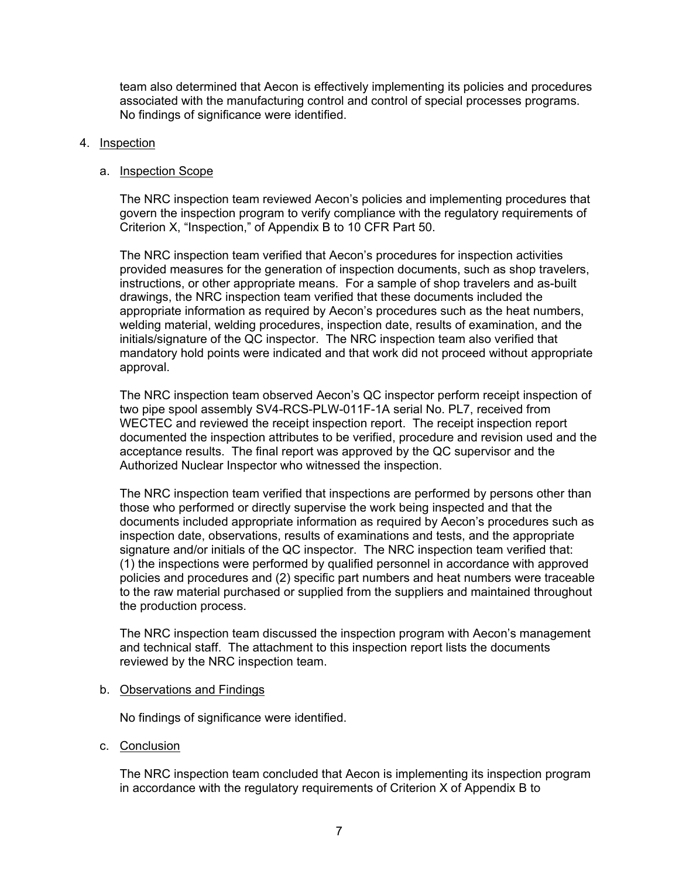team also determined that Aecon is effectively implementing its policies and procedures associated with the manufacturing control and control of special processes programs. No findings of significance were identified.

4. Inspection

a. Inspection Scope

The NRC inspection team reviewed Aecon's policies and implementing procedures that govern the inspection program to verify compliance with the regulatory requirements of Criterion X, "Inspection," of Appendix B to 10 CFR Part 50.

The NRC inspection team verified that Aecon's procedures for inspection activities provided measures for the generation of inspection documents, such as shop travelers, instructions, or other appropriate means. For a sample of shop travelers and as-built drawings, the NRC inspection team verified that these documents included the appropriate information as required by Aecon's procedures such as the heat numbers, welding material, welding procedures, inspection date, results of examination, and the initials/signature of the QC inspector. The NRC inspection team also verified that mandatory hold points were indicated and that work did not proceed without appropriate approval.

The NRC inspection team observed Aecon's QC inspector perform receipt inspection of two pipe spool assembly SV4-RCS-PLW-011F-1A serial No. PL7, received from WECTEC and reviewed the receipt inspection report. The receipt inspection report documented the inspection attributes to be verified, procedure and revision used and the acceptance results. The final report was approved by the QC supervisor and the Authorized Nuclear Inspector who witnessed the inspection.

The NRC inspection team verified that inspections are performed by persons other than those who performed or directly supervise the work being inspected and that the documents included appropriate information as required by Aecon's procedures such as inspection date, observations, results of examinations and tests, and the appropriate signature and/or initials of the QC inspector. The NRC inspection team verified that: (1) the inspections were performed by qualified personnel in accordance with approved policies and procedures and (2) specific part numbers and heat numbers were traceable to the raw material purchased or supplied from the suppliers and maintained throughout the production process.

The NRC inspection team discussed the inspection program with Aecon's management and technical staff. The attachment to this inspection report lists the documents reviewed by the NRC inspection team.

b. Observations and Findings

No findings of significance were identified.

c. Conclusion

The NRC inspection team concluded that Aecon is implementing its inspection program in accordance with the regulatory requirements of Criterion X of Appendix B to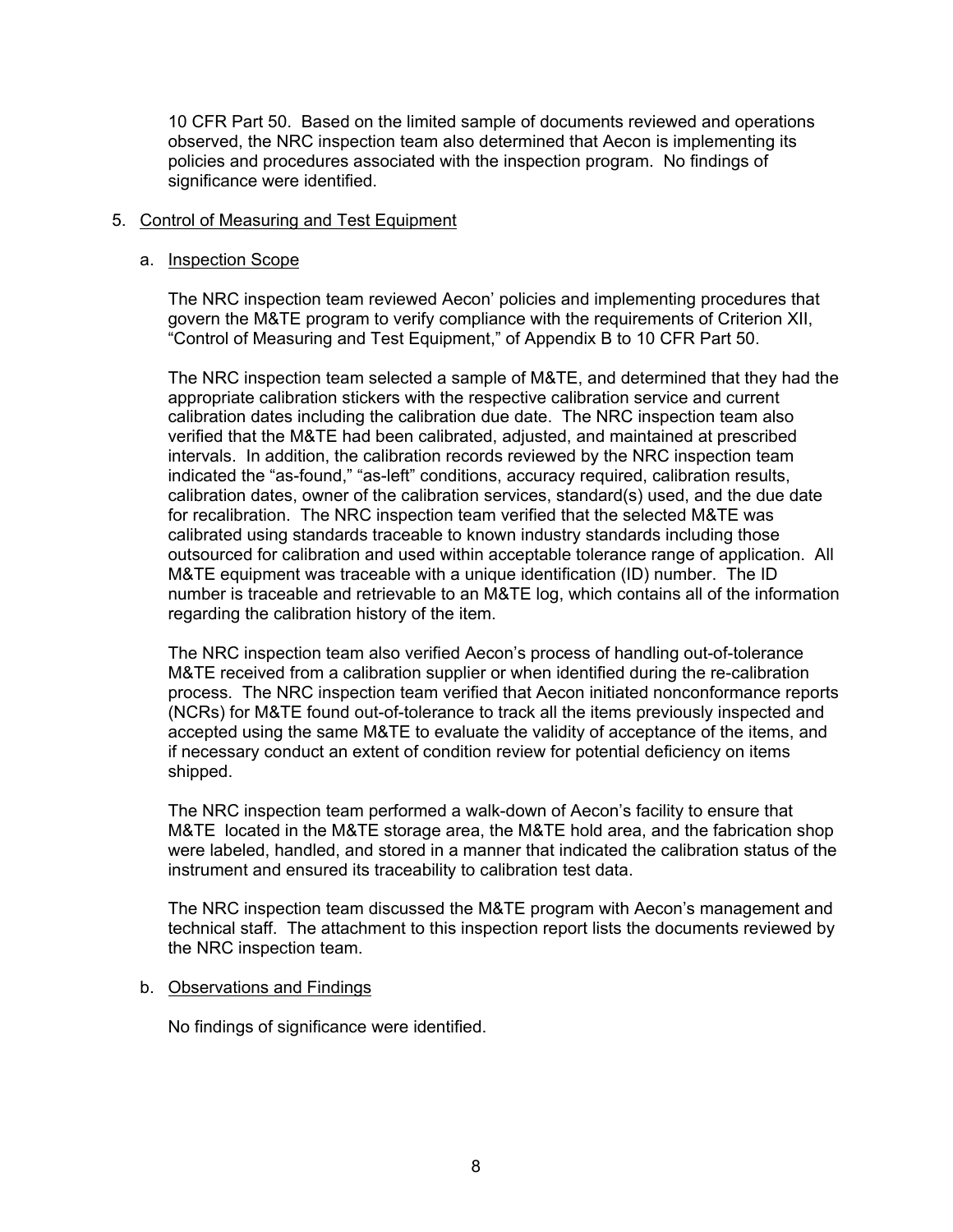10 CFR Part 50. Based on the limited sample of documents reviewed and operations observed, the NRC inspection team also determined that Aecon is implementing its policies and procedures associated with the inspection program. No findings of significance were identified.

5. Control of Measuring and Test Equipment

   a. Inspection Scope

   The NRC inspection team reviewed Aecon' policies and implementing procedures that govern the M&TE program to verify compliance with the requirements of Criterion XII, "Control of Measuring and Test Equipment," of Appendix B to 10 CFR Part 50.

   The NRC inspection team selected a sample of M&TE, and determined that they had the appropriate calibration stickers with the respective calibration service and current calibration dates including the calibration due date. The NRC inspection team also verified that the M&TE had been calibrated, adjusted, and maintained at prescribed intervals. In addition, the calibration records reviewed by the NRC inspection team indicated the "as-found," "as-left" conditions, accuracy required, calibration results, calibration dates, owner of the calibration services, standard(s) used, and the due date for recalibration. The NRC inspection team verified that the selected M&TE was calibrated using standards traceable to known industry standards including those outsourced for calibration and used within acceptable tolerance range of application. All M&TE equipment was traceable with a unique identification (ID) number. The ID number is traceable and retrievable to an M&TE log, which contains all of the information regarding the calibration history of the item.

   The NRC inspection team also verified Aecon's process of handling out-of-tolerance M&TE received from a calibration supplier or when identified during the re-calibration process. The NRC inspection team verified that Aecon initiated nonconformance reports (NCRs) for M&TE found out-of-tolerance to track all the items previously inspected and accepted using the same M&TE to evaluate the validity of acceptance of the items, and if necessary conduct an extent of condition review for potential deficiency on items shipped.

   The NRC inspection team performed a walk-down of Aecon's facility to ensure that M&TE located in the M&TE storage area, the M&TE hold area, and the fabrication shop were labeled, handled, and stored in a manner that indicated the calibration status of the instrument and ensured its traceability to calibration test data.

   The NRC inspection team discussed the M&TE program with Aecon's management and technical staff. The attachment to this inspection report lists the documents reviewed by the NRC inspection team.

   b. Observations and Findings

   No findings of significance were identified.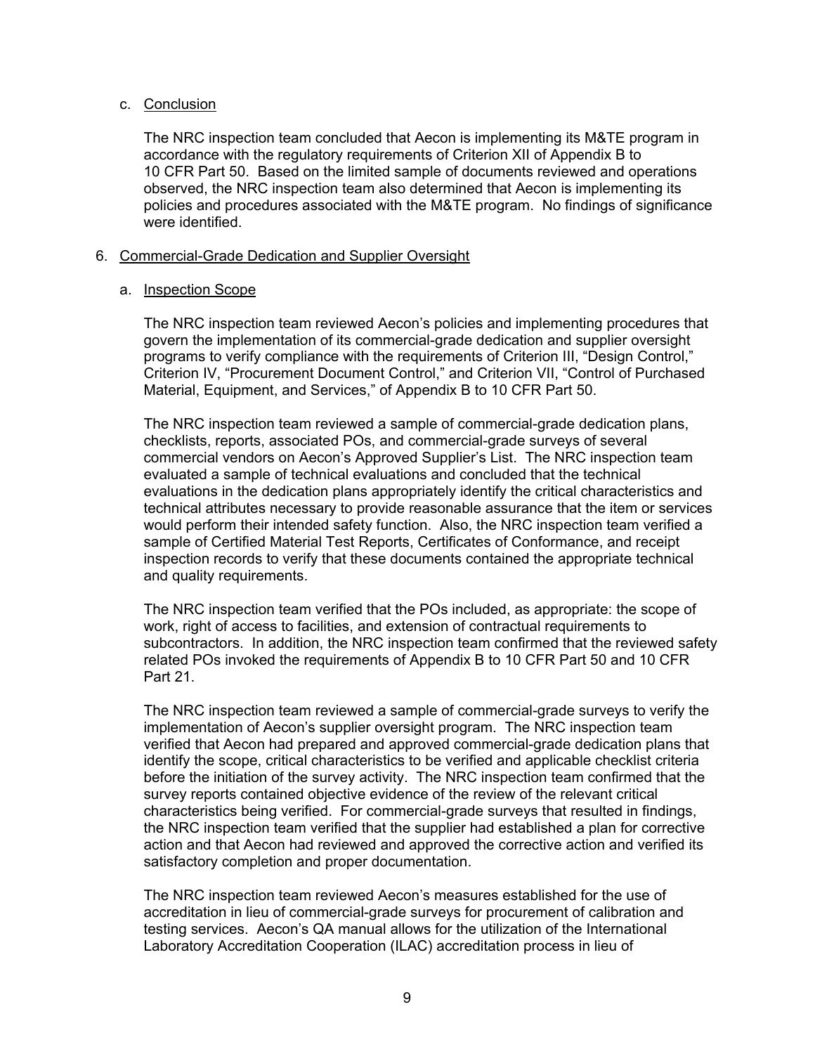c. Conclusion

The NRC inspection team concluded that Aecon is implementing its M&TE program in accordance with the regulatory requirements of Criterion XII of Appendix B to 10 CFR Part 50. Based on the limited sample of documents reviewed and operations observed, the NRC inspection team also determined that Aecon is implementing its policies and procedures associated with the M&TE program. No findings of significance were identified.

6. Commercial-Grade Dedication and Supplier Oversight

a. Inspection Scope

The NRC inspection team reviewed Aecon's policies and implementing procedures that govern the implementation of its commercial-grade dedication and supplier oversight programs to verify compliance with the requirements of Criterion III, "Design Control," Criterion IV, "Procurement Document Control," and Criterion VII, "Control of Purchased Material, Equipment, and Services," of Appendix B to 10 CFR Part 50.

The NRC inspection team reviewed a sample of commercial-grade dedication plans, checklists, reports, associated POs, and commercial-grade surveys of several commercial vendors on Aecon's Approved Supplier's List. The NRC inspection team evaluated a sample of technical evaluations and concluded that the technical evaluations in the dedication plans appropriately identify the critical characteristics and technical attributes necessary to provide reasonable assurance that the item or services would perform their intended safety function. Also, the NRC inspection team verified a sample of Certified Material Test Reports, Certificates of Conformance, and receipt inspection records to verify that these documents contained the appropriate technical and quality requirements.

The NRC inspection team verified that the POs included, as appropriate: the scope of work, right of access to facilities, and extension of contractual requirements to subcontractors. In addition, the NRC inspection team confirmed that the reviewed safety related POs invoked the requirements of Appendix B to 10 CFR Part 50 and 10 CFR Part 21.

The NRC inspection team reviewed a sample of commercial-grade surveys to verify the implementation of Aecon's supplier oversight program. The NRC inspection team verified that Aecon had prepared and approved commercial-grade dedication plans that identify the scope, critical characteristics to be verified and applicable checklist criteria before the initiation of the survey activity. The NRC inspection team confirmed that the survey reports contained objective evidence of the review of the relevant critical characteristics being verified. For commercial-grade surveys that resulted in findings, the NRC inspection team verified that the supplier had established a plan for corrective action and that Aecon had reviewed and approved the corrective action and verified its satisfactory completion and proper documentation.

The NRC inspection team reviewed Aecon's measures established for the use of accreditation in lieu of commercial-grade surveys for procurement of calibration and testing services. Aecon's QA manual allows for the utilization of the International Laboratory Accreditation Cooperation (ILAC) accreditation process in lieu of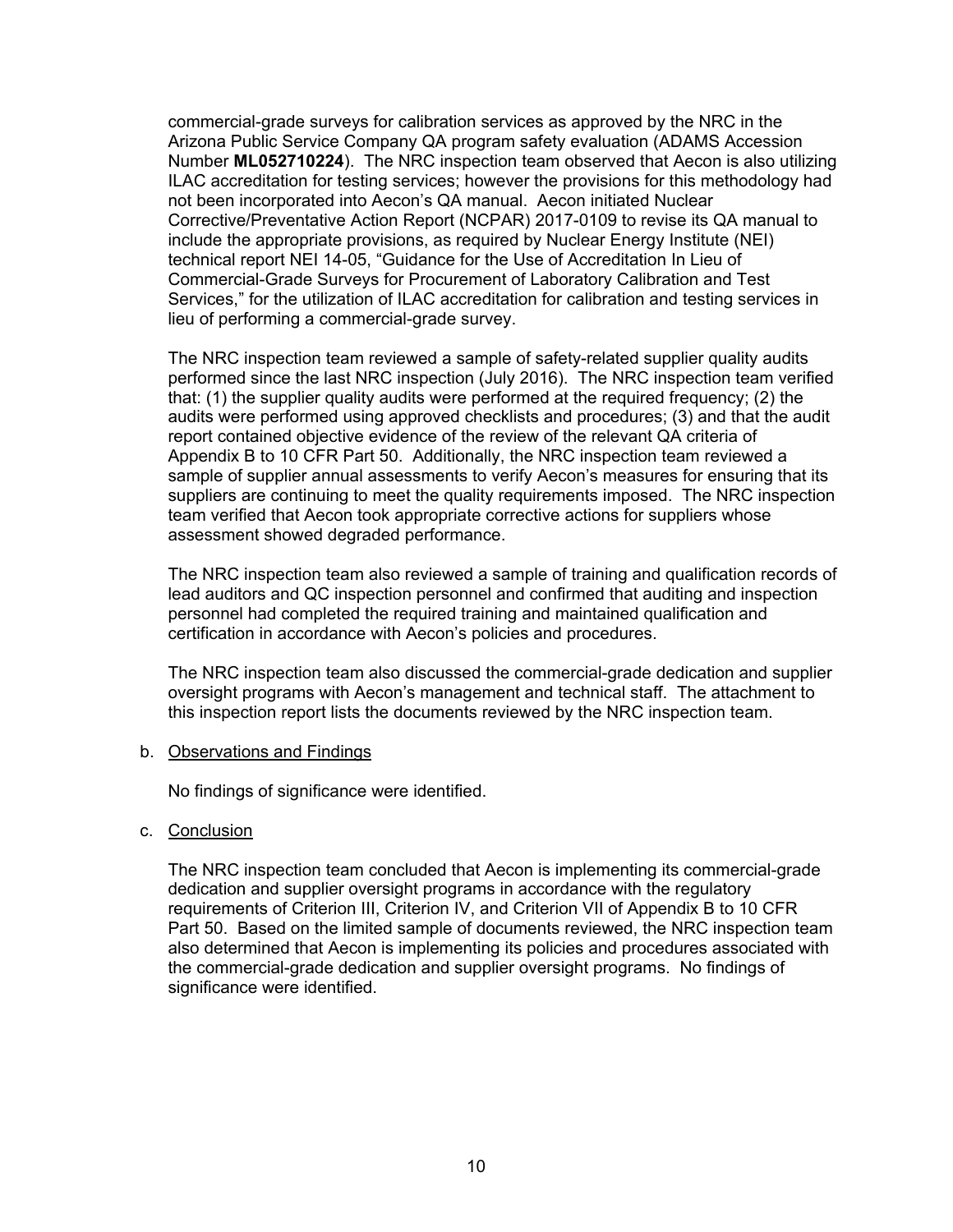commercial-grade surveys for calibration services as approved by the NRC in the Arizona Public Service Company QA program safety evaluation (ADAMS Accession Number **ML052710224**). The NRC inspection team observed that Aecon is also utilizing ILAC accreditation for testing services; however the provisions for this methodology had not been incorporated into Aecon's QA manual. Aecon initiated Nuclear Corrective/Preventative Action Report (NCPAR) 2017-0109 to revise its QA manual to include the appropriate provisions, as required by Nuclear Energy Institute (NEI) technical report NEI 14-05, "Guidance for the Use of Accreditation In Lieu of Commercial-Grade Surveys for Procurement of Laboratory Calibration and Test Services," for the utilization of ILAC accreditation for calibration and testing services in lieu of performing a commercial-grade survey.

The NRC inspection team reviewed a sample of safety-related supplier quality audits performed since the last NRC inspection (July 2016). The NRC inspection team verified that: (1) the supplier quality audits were performed at the required frequency; (2) the audits were performed using approved checklists and procedures; (3) and that the audit report contained objective evidence of the review of the relevant QA criteria of Appendix B to 10 CFR Part 50. Additionally, the NRC inspection team reviewed a sample of supplier annual assessments to verify Aecon's measures for ensuring that its suppliers are continuing to meet the quality requirements imposed. The NRC inspection team verified that Aecon took appropriate corrective actions for suppliers whose assessment showed degraded performance.

The NRC inspection team also reviewed a sample of training and qualification records of lead auditors and QC inspection personnel and confirmed that auditing and inspection personnel had completed the required training and maintained qualification and certification in accordance with Aecon's policies and procedures.

The NRC inspection team also discussed the commercial-grade dedication and supplier oversight programs with Aecon's management and technical staff. The attachment to this inspection report lists the documents reviewed by the NRC inspection team.

b. Observations and Findings

No findings of significance were identified.

c. Conclusion

The NRC inspection team concluded that Aecon is implementing its commercial-grade dedication and supplier oversight programs in accordance with the regulatory requirements of Criterion III, Criterion IV, and Criterion VII of Appendix B to 10 CFR Part 50. Based on the limited sample of documents reviewed, the NRC inspection team also determined that Aecon is implementing its policies and procedures associated with the commercial-grade dedication and supplier oversight programs. No findings of significance were identified.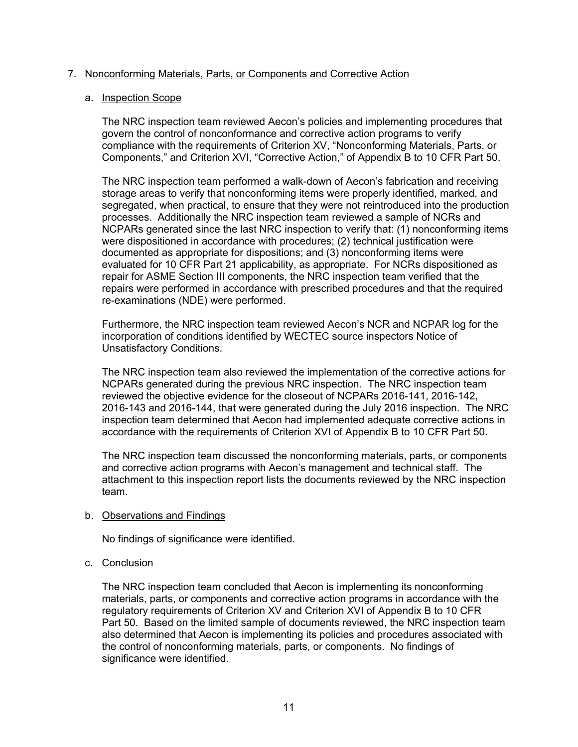## 7. Nonconforming Materials, Parts, or Components and Corrective Action

### a. Inspection Scope

The NRC inspection team reviewed Aecon's policies and implementing procedures that govern the control of nonconformance and corrective action programs to verify compliance with the requirements of Criterion XV, "Nonconforming Materials, Parts, or Components," and Criterion XVI, "Corrective Action," of Appendix B to 10 CFR Part 50.

The NRC inspection team performed a walk-down of Aecon's fabrication and receiving storage areas to verify that nonconforming items were properly identified, marked, and segregated, when practical, to ensure that they were not reintroduced into the production processes. Additionally the NRC inspection team reviewed a sample of NCRs and NCPARs generated since the last NRC inspection to verify that: (1) nonconforming items were dispositioned in accordance with procedures; (2) technical justification were documented as appropriate for dispositions; and (3) nonconforming items were evaluated for 10 CFR Part 21 applicability, as appropriate. For NCRs dispositioned as repair for ASME Section III components, the NRC inspection team verified that the repairs were performed in accordance with prescribed procedures and that the required re-examinations (NDE) were performed.

Furthermore, the NRC inspection team reviewed Aecon's NCR and NCPAR log for the incorporation of conditions identified by WECTEC source inspectors Notice of Unsatisfactory Conditions.

The NRC inspection team also reviewed the implementation of the corrective actions for NCPARs generated during the previous NRC inspection. The NRC inspection team reviewed the objective evidence for the closeout of NCPARs 2016-141, 2016-142, 2016-143 and 2016-144, that were generated during the July 2016 inspection. The NRC inspection team determined that Aecon had implemented adequate corrective actions in accordance with the requirements of Criterion XVI of Appendix B to 10 CFR Part 50.

The NRC inspection team discussed the nonconforming materials, parts, or components and corrective action programs with Aecon's management and technical staff. The attachment to this inspection report lists the documents reviewed by the NRC inspection team.

### b. Observations and Findings

No findings of significance were identified.

### c. Conclusion

The NRC inspection team concluded that Aecon is implementing its nonconforming materials, parts, or components and corrective action programs in accordance with the regulatory requirements of Criterion XV and Criterion XVI of Appendix B to 10 CFR Part 50. Based on the limited sample of documents reviewed, the NRC inspection team also determined that Aecon is implementing its policies and procedures associated with the control of nonconforming materials, parts, or components. No findings of significance were identified.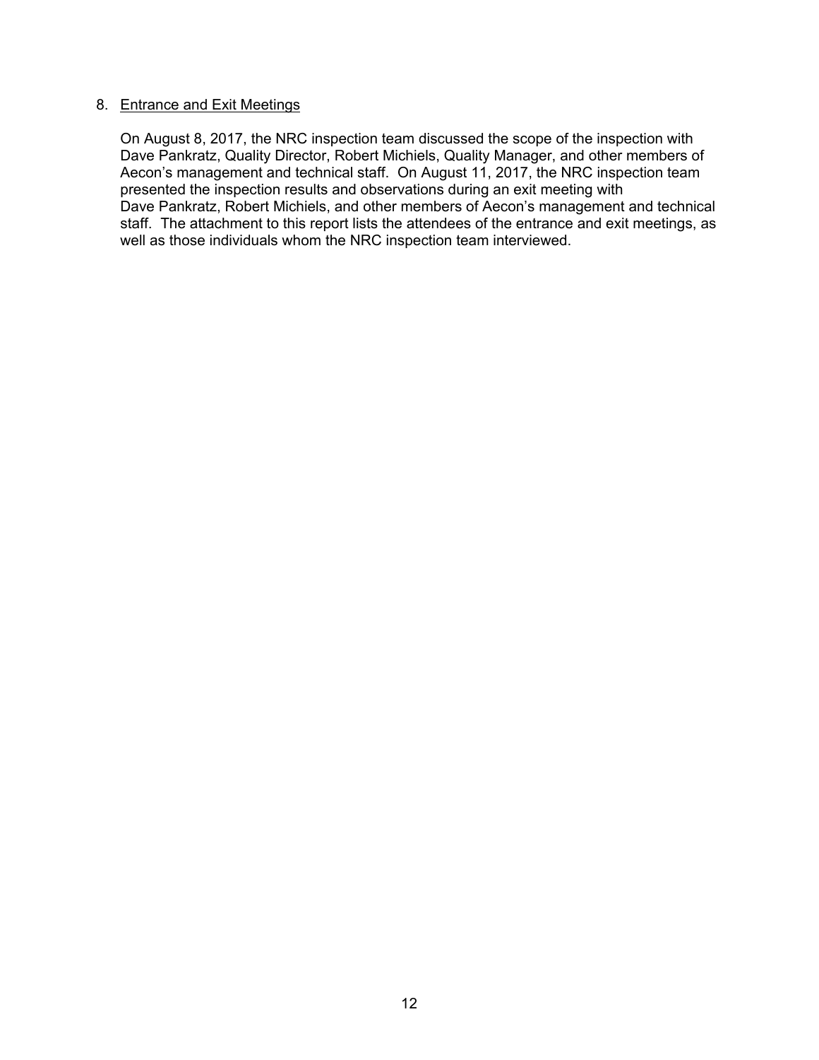## 8. Entrance and Exit Meetings

On August 8, 2017, the NRC inspection team discussed the scope of the inspection with Dave Pankratz, Quality Director, Robert Michiels, Quality Manager, and other members of Aecon's management and technical staff. On August 11, 2017, the NRC inspection team presented the inspection results and observations during an exit meeting with Dave Pankratz, Robert Michiels, and other members of Aecon's management and technical staff. The attachment to this report lists the attendees of the entrance and exit meetings, as well as those individuals whom the NRC inspection team interviewed.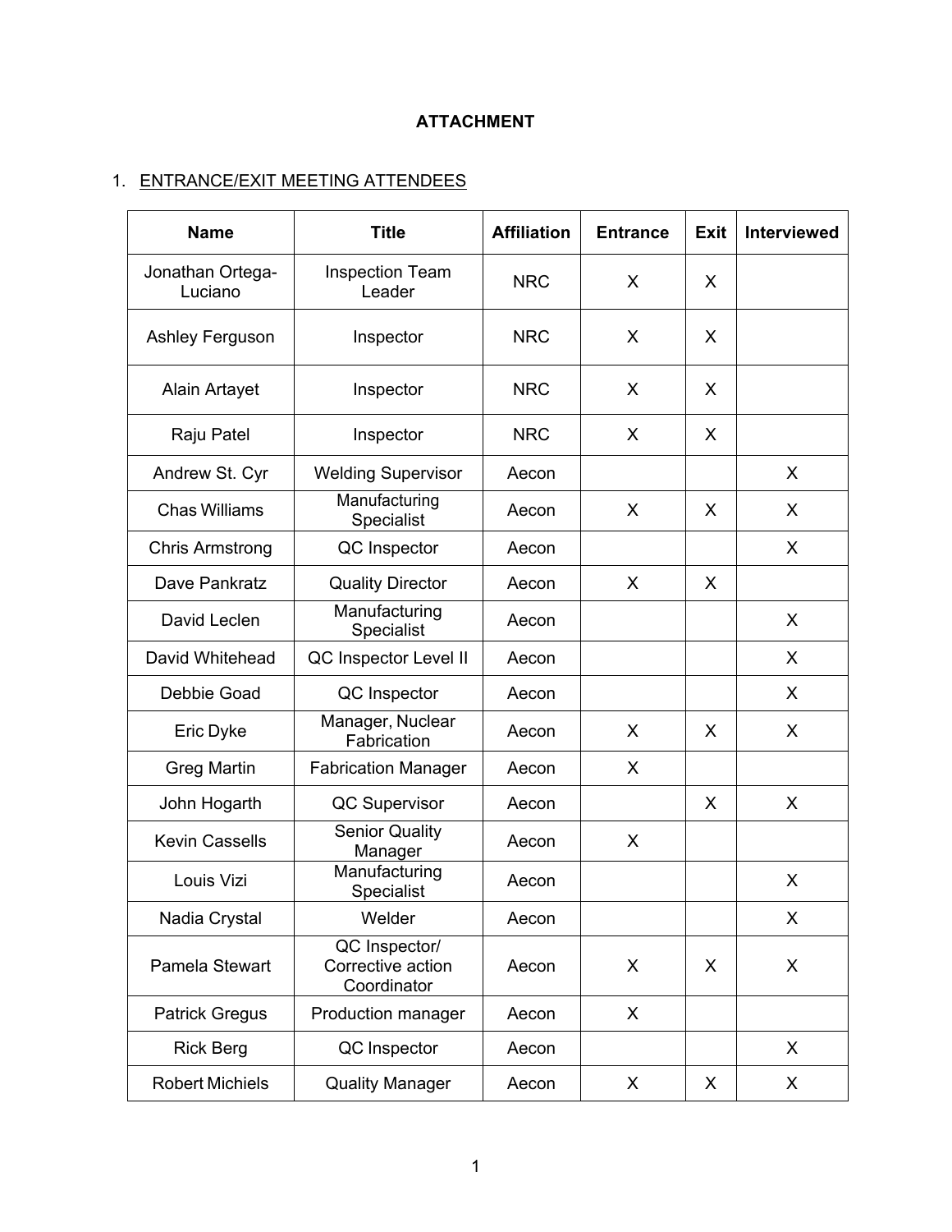**ATTACHMENT**

1. ENTRANCE/EXIT MEETING ATTENDEES

| Name | Title | Affiliation | Entrance | Exit | Interviewed |
|---|---|---|---|---|---|
| Jonathan Ortega-Luciano | Inspection Team Leader | NRC | X | X | |
| Ashley Ferguson | Inspector | NRC | X | X | |
| Alain Artayet | Inspector | NRC | X | X | |
| Raju Patel | Inspector | NRC | X | X | |
| Andrew St. Cyr | Welding Supervisor | Aecon | | | X |
| Chas Williams | Manufacturing Specialist | Aecon | X | X | X |
| Chris Armstrong | QC Inspector | Aecon | | | X |
| Dave Pankratz | Quality Director | Aecon | X | X | |
| David Leclen | Manufacturing Specialist | Aecon | | | X |
| David Whitehead | QC Inspector Level II | Aecon | | | X |
| Debbie Goad | QC Inspector | Aecon | | | X |
| Eric Dyke | Manager, Nuclear Fabrication | Aecon | X | X | X |
| Greg Martin | Fabrication Manager | Aecon | X | | |
| John Hogarth | QC Supervisor | Aecon | | X | X |
| Kevin Cassells | Senior Quality Manager | Aecon | X | | |
| Louis Vizi | Manufacturing Specialist | Aecon | | | X |
| Nadia Crystal | Welder | Aecon | | | X |
| Pamela Stewart | QC Inspector/ Corrective action Coordinator | Aecon | X | X | X |
| Patrick Gregus | Production manager | Aecon | X | | |
| Rick Berg | QC Inspector | Aecon | | | X |
| Robert Michiels | Quality Manager | Aecon | X | X | X |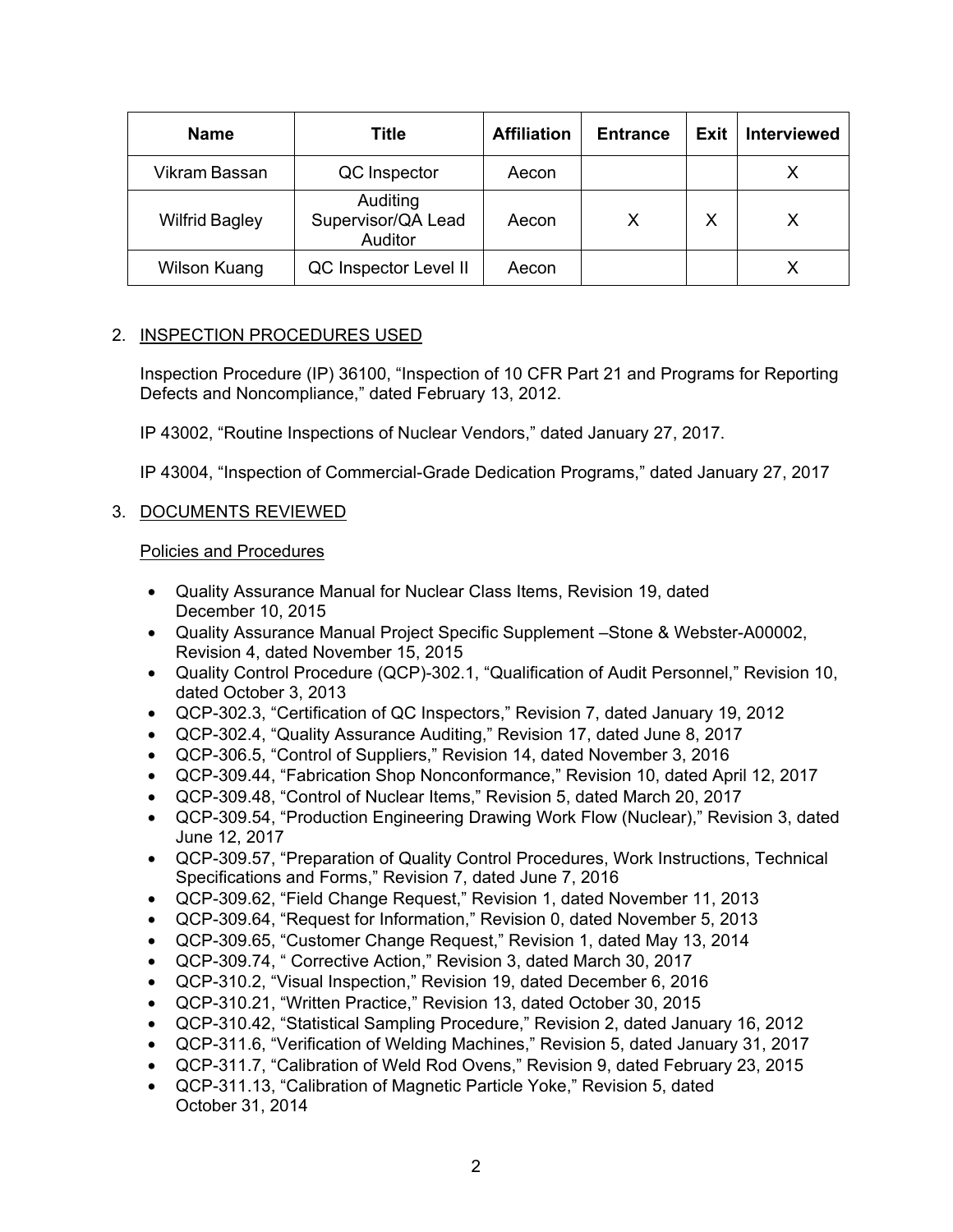| Name | Title | Affiliation | Entrance | Exit | Interviewed |
|---|---|---|---|---|---|
| Vikram Bassan | QC Inspector | Aecon | | | X |
| Wilfrid Bagley | Auditing Supervisor/QA Lead Auditor | Aecon | X | X | X |
| Wilson Kuang | QC Inspector Level II | Aecon | | | X |

## 2. INSPECTION PROCEDURES USED

Inspection Procedure (IP) 36100, "Inspection of 10 CFR Part 21 and Programs for Reporting Defects and Noncompliance," dated February 13, 2012.

IP 43002, "Routine Inspections of Nuclear Vendors," dated January 27, 2017.

IP 43004, "Inspection of Commercial-Grade Dedication Programs," dated January 27, 2017

## 3. DOCUMENTS REVIEWED

### Policies and Procedures

- Quality Assurance Manual for Nuclear Class Items, Revision 19, dated December 10, 2015
- Quality Assurance Manual Project Specific Supplement –Stone & Webster-A00002, Revision 4, dated November 15, 2015
- Quality Control Procedure (QCP)-302.1, "Qualification of Audit Personnel," Revision 10, dated October 3, 2013
- QCP-302.3, "Certification of QC Inspectors," Revision 7, dated January 19, 2012
- QCP-302.4, "Quality Assurance Auditing," Revision 17, dated June 8, 2017
- QCP-306.5, "Control of Suppliers," Revision 14, dated November 3, 2016
- QCP-309.44, "Fabrication Shop Nonconformance," Revision 10, dated April 12, 2017
- QCP-309.48, "Control of Nuclear Items," Revision 5, dated March 20, 2017
- QCP-309.54, "Production Engineering Drawing Work Flow (Nuclear)," Revision 3, dated June 12, 2017
- QCP-309.57, "Preparation of Quality Control Procedures, Work Instructions, Technical Specifications and Forms," Revision 7, dated June 7, 2016
- QCP-309.62, "Field Change Request," Revision 1, dated November 11, 2013
- QCP-309.64, "Request for Information," Revision 0, dated November 5, 2013
- QCP-309.65, "Customer Change Request," Revision 1, dated May 13, 2014
- QCP-309.74, " Corrective Action," Revision 3, dated March 30, 2017
- QCP-310.2, "Visual Inspection," Revision 19, dated December 6, 2016
- QCP-310.21, "Written Practice," Revision 13, dated October 30, 2015
- QCP-310.42, "Statistical Sampling Procedure," Revision 2, dated January 16, 2012
- QCP-311.6, "Verification of Welding Machines," Revision 5, dated January 31, 2017
- QCP-311.7, "Calibration of Weld Rod Ovens," Revision 9, dated February 23, 2015
- QCP-311.13, "Calibration of Magnetic Particle Yoke," Revision 5, dated October 31, 2014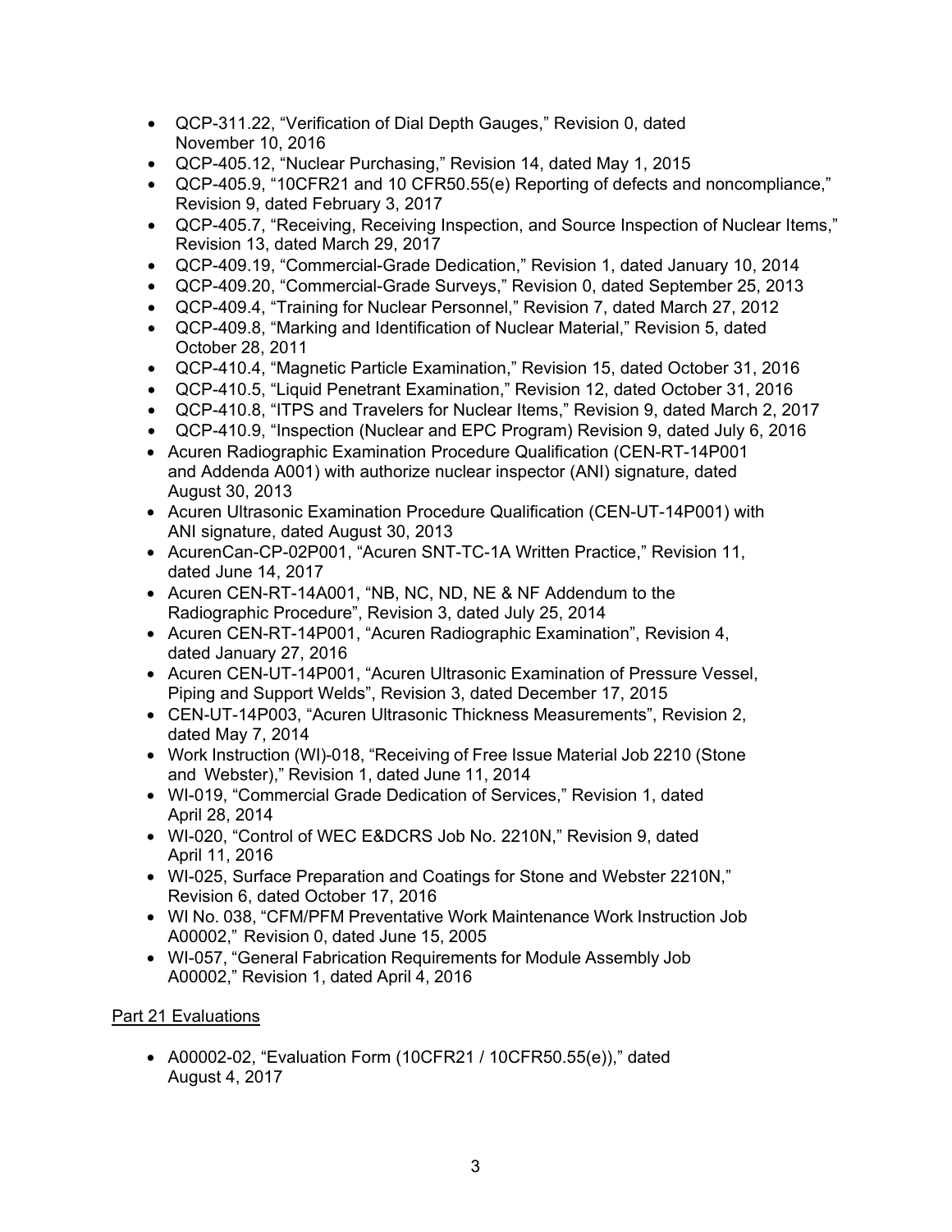- QCP-311.22, "Verification of Dial Depth Gauges," Revision 0, dated November 10, 2016
- QCP-405.12, "Nuclear Purchasing," Revision 14, dated May 1, 2015
- QCP-405.9, "10CFR21 and 10 CFR50.55(e) Reporting of defects and noncompliance," Revision 9, dated February 3, 2017
- QCP-405.7, "Receiving, Receiving Inspection, and Source Inspection of Nuclear Items," Revision 13, dated March 29, 2017
- QCP-409.19, "Commercial-Grade Dedication," Revision 1, dated January 10, 2014
- QCP-409.20, "Commercial-Grade Surveys," Revision 0, dated September 25, 2013
- QCP-409.4, "Training for Nuclear Personnel," Revision 7, dated March 27, 2012
- QCP-409.8, "Marking and Identification of Nuclear Material," Revision 5, dated October 28, 2011
- QCP-410.4, "Magnetic Particle Examination," Revision 15, dated October 31, 2016
- QCP-410.5, "Liquid Penetrant Examination," Revision 12, dated October 31, 2016
- QCP-410.8, "ITPS and Travelers for Nuclear Items," Revision 9, dated March 2, 2017
- QCP-410.9, "Inspection (Nuclear and EPC Program) Revision 9, dated July 6, 2016
- Acuren Radiographic Examination Procedure Qualification (CEN-RT-14P001 and Addenda A001) with authorize nuclear inspector (ANI) signature, dated August 30, 2013
- Acuren Ultrasonic Examination Procedure Qualification (CEN-UT-14P001) with ANI signature, dated August 30, 2013
- AcurenCan-CP-02P001, "Acuren SNT-TC-1A Written Practice," Revision 11, dated June 14, 2017
- Acuren CEN-RT-14A001, "NB, NC, ND, NE & NF Addendum to the Radiographic Procedure", Revision 3, dated July 25, 2014
- Acuren CEN-RT-14P001, "Acuren Radiographic Examination", Revision 4, dated January 27, 2016
- Acuren CEN-UT-14P001, "Acuren Ultrasonic Examination of Pressure Vessel, Piping and Support Welds", Revision 3, dated December 17, 2015
- CEN-UT-14P003, "Acuren Ultrasonic Thickness Measurements", Revision 2, dated May 7, 2014
- Work Instruction (WI)-018, "Receiving of Free Issue Material Job 2210 (Stone and Webster)," Revision 1, dated June 11, 2014
- WI-019, "Commercial Grade Dedication of Services," Revision 1, dated April 28, 2014
- WI-020, "Control of WEC E&DCRS Job No. 2210N," Revision 9, dated April 11, 2016
- WI-025, Surface Preparation and Coatings for Stone and Webster 2210N," Revision 6, dated October 17, 2016
- WI No. 038, "CFM/PFM Preventative Work Maintenance Work Instruction Job A00002," Revision 0, dated June 15, 2005
- WI-057, "General Fabrication Requirements for Module Assembly Job A00002," Revision 1, dated April 4, 2016

Part 21 Evaluations

- A00002-02, "Evaluation Form (10CFR21 / 10CFR50.55(e))," dated August 4, 2017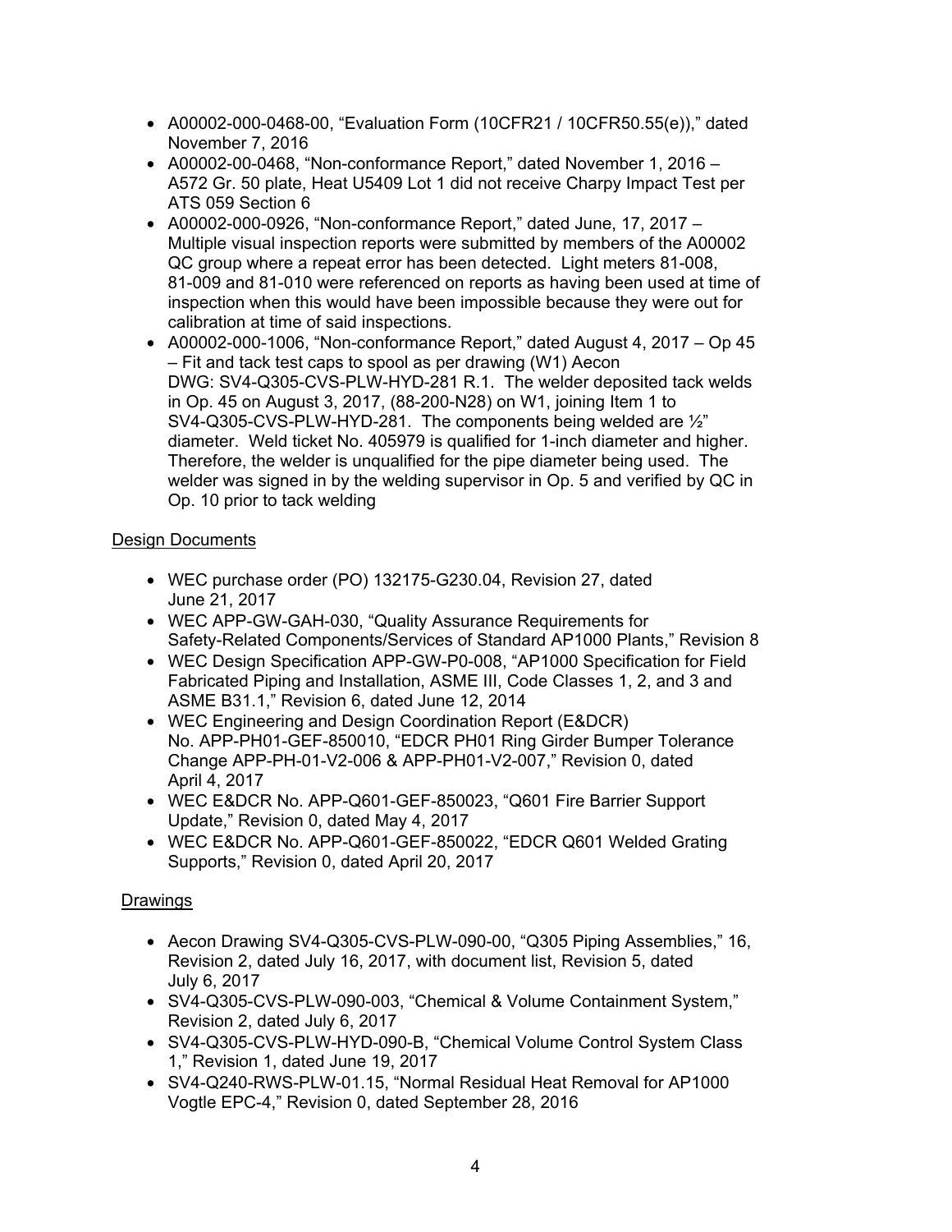- A00002-000-0468-00, "Evaluation Form (10CFR21 / 10CFR50.55(e))," dated November 7, 2016
- A00002-00-0468, "Non-conformance Report," dated November 1, 2016 – A572 Gr. 50 plate, Heat U5409 Lot 1 did not receive Charpy Impact Test per ATS 059 Section 6
- A00002-000-0926, "Non-conformance Report," dated June, 17, 2017 – Multiple visual inspection reports were submitted by members of the A00002 QC group where a repeat error has been detected. Light meters 81-008, 81-009 and 81-010 were referenced on reports as having been used at time of inspection when this would have been impossible because they were out for calibration at time of said inspections.
- A00002-000-1006, "Non-conformance Report," dated August 4, 2017 – Op 45 – Fit and tack test caps to spool as per drawing (W1) Aecon DWG: SV4-Q305-CVS-PLW-HYD-281 R.1. The welder deposited tack welds in Op. 45 on August 3, 2017, (88-200-N28) on W1, joining Item 1 to SV4-Q305-CVS-PLW-HYD-281. The components being welded are ½" diameter. Weld ticket No. 405979 is qualified for 1-inch diameter and higher. Therefore, the welder is unqualified for the pipe diameter being used. The welder was signed in by the welding supervisor in Op. 5 and verified by QC in Op. 10 prior to tack welding

Design Documents

- WEC purchase order (PO) 132175-G230.04, Revision 27, dated June 21, 2017
- WEC APP-GW-GAH-030, "Quality Assurance Requirements for Safety-Related Components/Services of Standard AP1000 Plants," Revision 8
- WEC Design Specification APP-GW-P0-008, "AP1000 Specification for Field Fabricated Piping and Installation, ASME III, Code Classes 1, 2, and 3 and ASME B31.1," Revision 6, dated June 12, 2014
- WEC Engineering and Design Coordination Report (E&DCR) No. APP-PH01-GEF-850010, "EDCR PH01 Ring Girder Bumper Tolerance Change APP-PH-01-V2-006 & APP-PH01-V2-007," Revision 0, dated April 4, 2017
- WEC E&DCR No. APP-Q601-GEF-850023, "Q601 Fire Barrier Support Update," Revision 0, dated May 4, 2017
- WEC E&DCR No. APP-Q601-GEF-850022, "EDCR Q601 Welded Grating Supports," Revision 0, dated April 20, 2017

Drawings

- Aecon Drawing SV4-Q305-CVS-PLW-090-00, "Q305 Piping Assemblies," 16, Revision 2, dated July 16, 2017, with document list, Revision 5, dated July 6, 2017
- SV4-Q305-CVS-PLW-090-003, "Chemical & Volume Containment System," Revision 2, dated July 6, 2017
- SV4-Q305-CVS-PLW-HYD-090-B, "Chemical Volume Control System Class 1," Revision 1, dated June 19, 2017
- SV4-Q240-RWS-PLW-01.15, "Normal Residual Heat Removal for AP1000 Vogtle EPC-4," Revision 0, dated September 28, 2016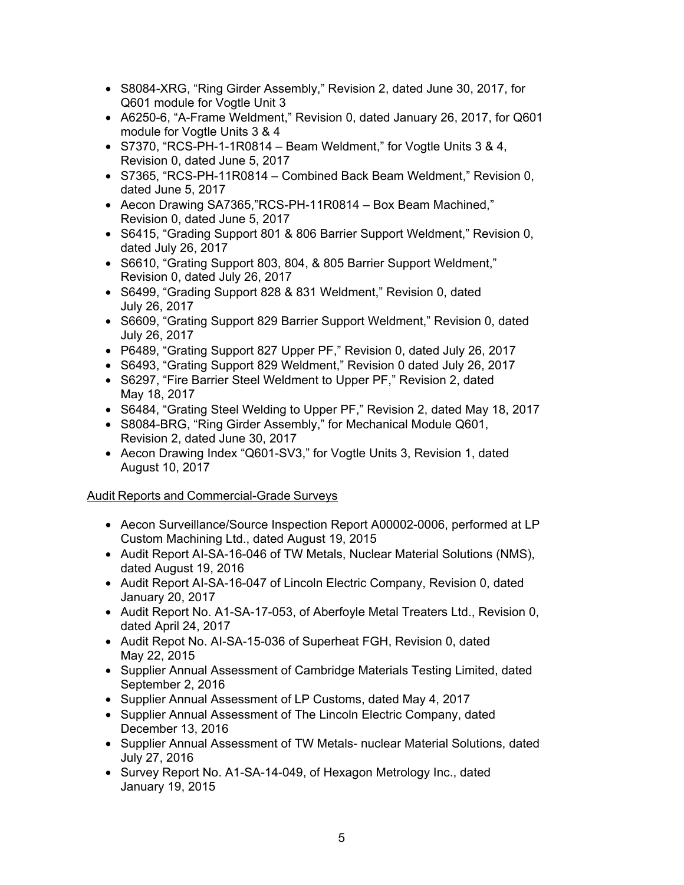- S8084-XRG, "Ring Girder Assembly," Revision 2, dated June 30, 2017, for Q601 module for Vogtle Unit 3
- A6250-6, "A-Frame Weldment," Revision 0, dated January 26, 2017, for Q601 module for Vogtle Units 3 & 4
- S7370, "RCS-PH-1-1R0814 – Beam Weldment," for Vogtle Units 3 & 4, Revision 0, dated June 5, 2017
- S7365, "RCS-PH-11R0814 – Combined Back Beam Weldment," Revision 0, dated June 5, 2017
- Aecon Drawing SA7365,"RCS-PH-11R0814 – Box Beam Machined," Revision 0, dated June 5, 2017
- S6415, "Grading Support 801 & 806 Barrier Support Weldment," Revision 0, dated July 26, 2017
- S6610, "Grating Support 803, 804, & 805 Barrier Support Weldment," Revision 0, dated July 26, 2017
- S6499, "Grading Support 828 & 831 Weldment," Revision 0, dated July 26, 2017
- S6609, "Grating Support 829 Barrier Support Weldment," Revision 0, dated July 26, 2017
- P6489, "Grating Support 827 Upper PF," Revision 0, dated July 26, 2017
- S6493, "Grating Support 829 Weldment," Revision 0 dated July 26, 2017
- S6297, "Fire Barrier Steel Weldment to Upper PF," Revision 2, dated May 18, 2017
- S6484, "Grating Steel Welding to Upper PF," Revision 2, dated May 18, 2017
- S8084-BRG, "Ring Girder Assembly," for Mechanical Module Q601, Revision 2, dated June 30, 2017
- Aecon Drawing Index "Q601-SV3," for Vogtle Units 3, Revision 1, dated August 10, 2017

Audit Reports and Commercial-Grade Surveys

- Aecon Surveillance/Source Inspection Report A00002-0006, performed at LP Custom Machining Ltd., dated August 19, 2015
- Audit Report AI-SA-16-046 of TW Metals, Nuclear Material Solutions (NMS), dated August 19, 2016
- Audit Report AI-SA-16-047 of Lincoln Electric Company, Revision 0, dated January 20, 2017
- Audit Report No. A1-SA-17-053, of Aberfoyle Metal Treaters Ltd., Revision 0, dated April 24, 2017
- Audit Repot No. AI-SA-15-036 of Superheat FGH, Revision 0, dated May 22, 2015
- Supplier Annual Assessment of Cambridge Materials Testing Limited, dated September 2, 2016
- Supplier Annual Assessment of LP Customs, dated May 4, 2017
- Supplier Annual Assessment of The Lincoln Electric Company, dated December 13, 2016
- Supplier Annual Assessment of TW Metals- nuclear Material Solutions, dated July 27, 2016
- Survey Report No. A1-SA-14-049, of Hexagon Metrology Inc., dated January 19, 2015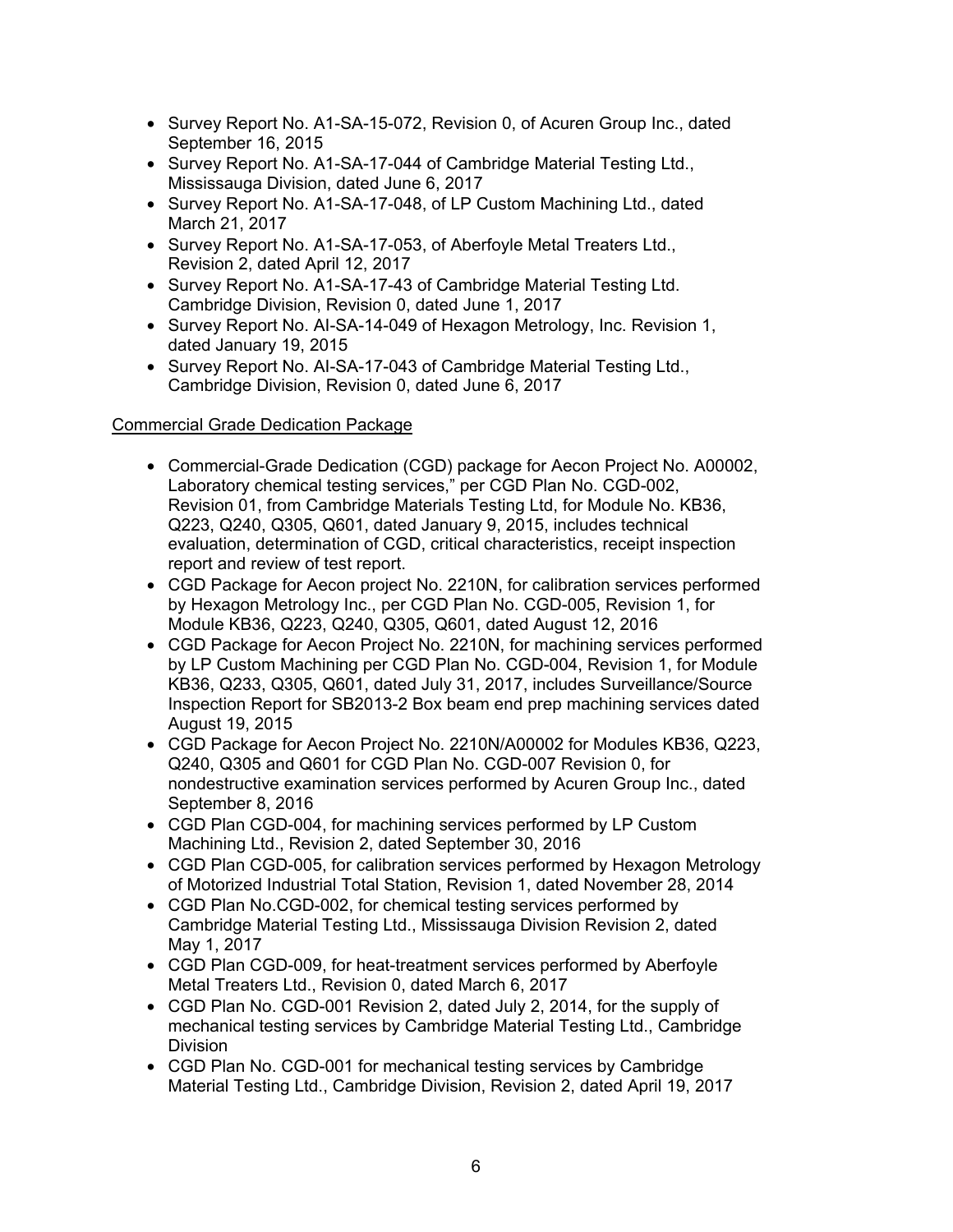- Survey Report No. A1-SA-15-072, Revision 0, of Acuren Group Inc., dated September 16, 2015
- Survey Report No. A1-SA-17-044 of Cambridge Material Testing Ltd., Mississauga Division, dated June 6, 2017
- Survey Report No. A1-SA-17-048, of LP Custom Machining Ltd., dated March 21, 2017
- Survey Report No. A1-SA-17-053, of Aberfoyle Metal Treaters Ltd., Revision 2, dated April 12, 2017
- Survey Report No. A1-SA-17-43 of Cambridge Material Testing Ltd. Cambridge Division, Revision 0, dated June 1, 2017
- Survey Report No. AI-SA-14-049 of Hexagon Metrology, Inc. Revision 1, dated January 19, 2015
- Survey Report No. AI-SA-17-043 of Cambridge Material Testing Ltd., Cambridge Division, Revision 0, dated June 6, 2017

<u>Commercial Grade Dedication Package</u>

- Commercial-Grade Dedication (CGD) package for Aecon Project No. A00002, Laboratory chemical testing services," per CGD Plan No. CGD-002, Revision 01, from Cambridge Materials Testing Ltd, for Module No. KB36, Q223, Q240, Q305, Q601, dated January 9, 2015, includes technical evaluation, determination of CGD, critical characteristics, receipt inspection report and review of test report.
- CGD Package for Aecon project No. 2210N, for calibration services performed by Hexagon Metrology Inc., per CGD Plan No. CGD-005, Revision 1, for Module KB36, Q223, Q240, Q305, Q601, dated August 12, 2016
- CGD Package for Aecon Project No. 2210N, for machining services performed by LP Custom Machining per CGD Plan No. CGD-004, Revision 1, for Module KB36, Q233, Q305, Q601, dated July 31, 2017, includes Surveillance/Source Inspection Report for SB2013-2 Box beam end prep machining services dated August 19, 2015
- CGD Package for Aecon Project No. 2210N/A00002 for Modules KB36, Q223, Q240, Q305 and Q601 for CGD Plan No. CGD-007 Revision 0, for nondestructive examination services performed by Acuren Group Inc., dated September 8, 2016
- CGD Plan CGD-004, for machining services performed by LP Custom Machining Ltd., Revision 2, dated September 30, 2016
- CGD Plan CGD-005, for calibration services performed by Hexagon Metrology of Motorized Industrial Total Station, Revision 1, dated November 28, 2014
- CGD Plan No.CGD-002, for chemical testing services performed by Cambridge Material Testing Ltd., Mississauga Division Revision 2, dated May 1, 2017
- CGD Plan CGD-009, for heat-treatment services performed by Aberfoyle Metal Treaters Ltd., Revision 0, dated March 6, 2017
- CGD Plan No. CGD-001 Revision 2, dated July 2, 2014, for the supply of mechanical testing services by Cambridge Material Testing Ltd., Cambridge Division
- CGD Plan No. CGD-001 for mechanical testing services by Cambridge Material Testing Ltd., Cambridge Division, Revision 2, dated April 19, 2017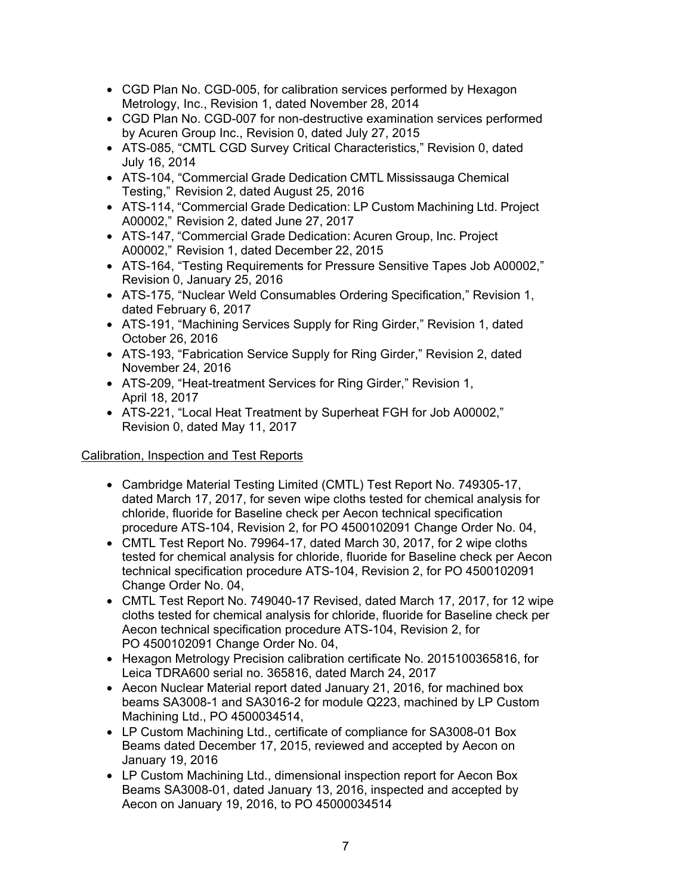- CGD Plan No. CGD-005, for calibration services performed by Hexagon Metrology, Inc., Revision 1, dated November 28, 2014
- CGD Plan No. CGD-007 for non-destructive examination services performed by Acuren Group Inc., Revision 0, dated July 27, 2015
- ATS-085, "CMTL CGD Survey Critical Characteristics," Revision 0, dated July 16, 2014
- ATS-104, "Commercial Grade Dedication CMTL Mississauga Chemical Testing," Revision 2, dated August 25, 2016
- ATS-114, "Commercial Grade Dedication: LP Custom Machining Ltd. Project A00002," Revision 2, dated June 27, 2017
- ATS-147, "Commercial Grade Dedication: Acuren Group, Inc. Project A00002," Revision 1, dated December 22, 2015
- ATS-164, "Testing Requirements for Pressure Sensitive Tapes Job A00002," Revision 0, January 25, 2016
- ATS-175, "Nuclear Weld Consumables Ordering Specification," Revision 1, dated February 6, 2017
- ATS-191, "Machining Services Supply for Ring Girder," Revision 1, dated October 26, 2016
- ATS-193, "Fabrication Service Supply for Ring Girder," Revision 2, dated November 24, 2016
- ATS-209, "Heat-treatment Services for Ring Girder," Revision 1, April 18, 2017
- ATS-221, "Local Heat Treatment by Superheat FGH for Job A00002," Revision 0, dated May 11, 2017

Calibration, Inspection and Test Reports

- Cambridge Material Testing Limited (CMTL) Test Report No. 749305-17, dated March 17, 2017, for seven wipe cloths tested for chemical analysis for chloride, fluoride for Baseline check per Aecon technical specification procedure ATS-104, Revision 2, for PO 4500102091 Change Order No. 04,
- CMTL Test Report No. 79964-17, dated March 30, 2017, for 2 wipe cloths tested for chemical analysis for chloride, fluoride for Baseline check per Aecon technical specification procedure ATS-104, Revision 2, for PO 4500102091 Change Order No. 04,
- CMTL Test Report No. 749040-17 Revised, dated March 17, 2017, for 12 wipe cloths tested for chemical analysis for chloride, fluoride for Baseline check per Aecon technical specification procedure ATS-104, Revision 2, for PO 4500102091 Change Order No. 04,
- Hexagon Metrology Precision calibration certificate No. 2015100365816, for Leica TDRA600 serial no. 365816, dated March 24, 2017
- Aecon Nuclear Material report dated January 21, 2016, for machined box beams SA3008-1 and SA3016-2 for module Q223, machined by LP Custom Machining Ltd., PO 4500034514,
- LP Custom Machining Ltd., certificate of compliance for SA3008-01 Box Beams dated December 17, 2015, reviewed and accepted by Aecon on January 19, 2016
- LP Custom Machining Ltd., dimensional inspection report for Aecon Box Beams SA3008-01, dated January 13, 2016, inspected and accepted by Aecon on January 19, 2016, to PO 45000034514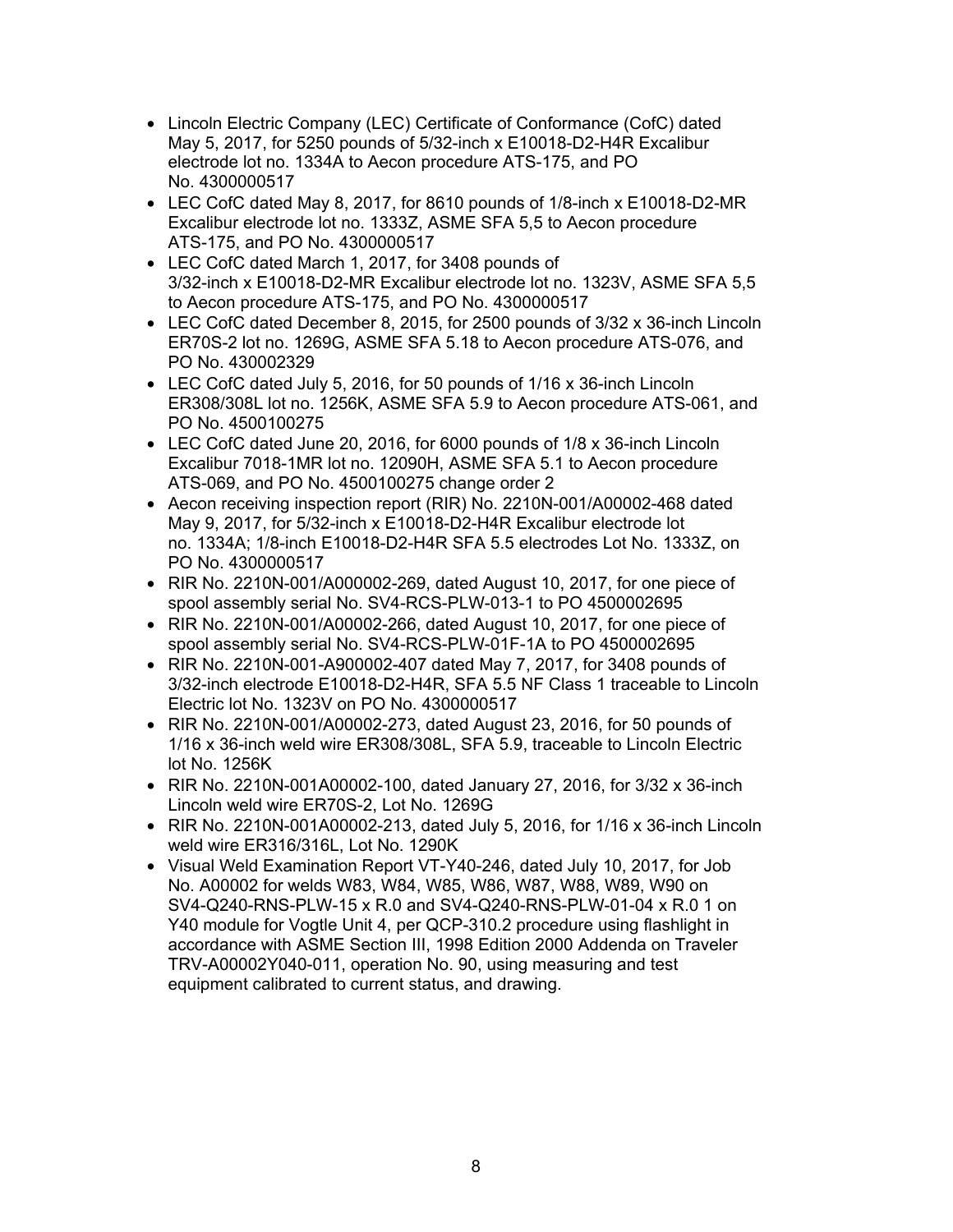- Lincoln Electric Company (LEC) Certificate of Conformance (CofC) dated May 5, 2017, for 5250 pounds of 5/32-inch x E10018-D2-H4R Excalibur electrode lot no. 1334A to Aecon procedure ATS-175, and PO No. 4300000517
- LEC CofC dated May 8, 2017, for 8610 pounds of 1/8-inch x E10018-D2-MR Excalibur electrode lot no. 1333Z, ASME SFA 5,5 to Aecon procedure ATS-175, and PO No. 4300000517
- LEC CofC dated March 1, 2017, for 3408 pounds of 3/32-inch x E10018-D2-MR Excalibur electrode lot no. 1323V, ASME SFA 5,5 to Aecon procedure ATS-175, and PO No. 4300000517
- LEC CofC dated December 8, 2015, for 2500 pounds of 3/32 x 36-inch Lincoln ER70S-2 lot no. 1269G, ASME SFA 5.18 to Aecon procedure ATS-076, and PO No. 430002329
- LEC CofC dated July 5, 2016, for 50 pounds of 1/16 x 36-inch Lincoln ER308/308L lot no. 1256K, ASME SFA 5.9 to Aecon procedure ATS-061, and PO No. 4500100275
- LEC CofC dated June 20, 2016, for 6000 pounds of 1/8 x 36-inch Lincoln Excalibur 7018-1MR lot no. 12090H, ASME SFA 5.1 to Aecon procedure ATS-069, and PO No. 4500100275 change order 2
- Aecon receiving inspection report (RIR) No. 2210N-001/A00002-468 dated May 9, 2017, for 5/32-inch x E10018-D2-H4R Excalibur electrode lot no. 1334A; 1/8-inch E10018-D2-H4R SFA 5.5 electrodes Lot No. 1333Z, on PO No. 4300000517
- RIR No. 2210N-001/A000002-269, dated August 10, 2017, for one piece of spool assembly serial No. SV4-RCS-PLW-013-1 to PO 4500002695
- RIR No. 2210N-001/A00002-266, dated August 10, 2017, for one piece of spool assembly serial No. SV4-RCS-PLW-01F-1A to PO 4500002695
- RIR No. 2210N-001-A900002-407 dated May 7, 2017, for 3408 pounds of 3/32-inch electrode E10018-D2-H4R, SFA 5.5 NF Class 1 traceable to Lincoln Electric lot No. 1323V on PO No. 4300000517
- RIR No. 2210N-001/A00002-273, dated August 23, 2016, for 50 pounds of 1/16 x 36-inch weld wire ER308/308L, SFA 5.9, traceable to Lincoln Electric lot No. 1256K
- RIR No. 2210N-001A00002-100, dated January 27, 2016, for 3/32 x 36-inch Lincoln weld wire ER70S-2, Lot No. 1269G
- RIR No. 2210N-001A00002-213, dated July 5, 2016, for 1/16 x 36-inch Lincoln weld wire ER316/316L, Lot No. 1290K
- Visual Weld Examination Report VT-Y40-246, dated July 10, 2017, for Job No. A00002 for welds W83, W84, W85, W86, W87, W88, W89, W90 on SV4-Q240-RNS-PLW-15 x R.0 and SV4-Q240-RNS-PLW-01-04 x R.0 1 on Y40 module for Vogtle Unit 4, per QCP-310.2 procedure using flashlight in accordance with ASME Section III, 1998 Edition 2000 Addenda on Traveler TRV-A00002Y040-011, operation No. 90, using measuring and test equipment calibrated to current status, and drawing.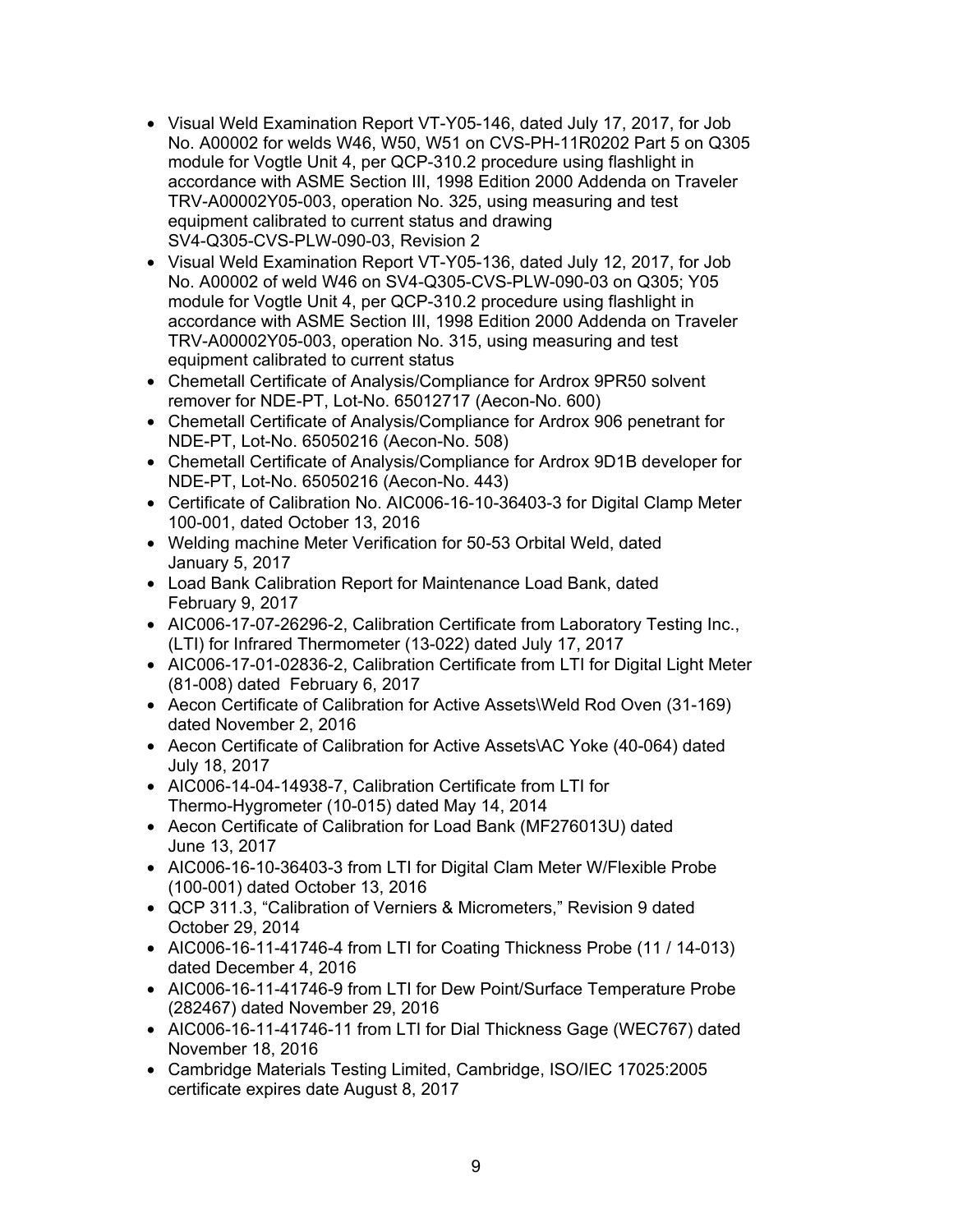- Visual Weld Examination Report VT-Y05-146, dated July 17, 2017, for Job No. A00002 for welds W46, W50, W51 on CVS-PH-11R0202 Part 5 on Q305 module for Vogtle Unit 4, per QCP-310.2 procedure using flashlight in accordance with ASME Section III, 1998 Edition 2000 Addenda on Traveler TRV-A00002Y05-003, operation No. 325, using measuring and test equipment calibrated to current status and drawing SV4-Q305-CVS-PLW-090-03, Revision 2
- Visual Weld Examination Report VT-Y05-136, dated July 12, 2017, for Job No. A00002 of weld W46 on SV4-Q305-CVS-PLW-090-03 on Q305; Y05 module for Vogtle Unit 4, per QCP-310.2 procedure using flashlight in accordance with ASME Section III, 1998 Edition 2000 Addenda on Traveler TRV-A00002Y05-003, operation No. 315, using measuring and test equipment calibrated to current status
- Chemetall Certificate of Analysis/Compliance for Ardrox 9PR50 solvent remover for NDE-PT, Lot-No. 65012717 (Aecon-No. 600)
- Chemetall Certificate of Analysis/Compliance for Ardrox 906 penetrant for NDE-PT, Lot-No. 65050216 (Aecon-No. 508)
- Chemetall Certificate of Analysis/Compliance for Ardrox 9D1B developer for NDE-PT, Lot-No. 65050216 (Aecon-No. 443)
- Certificate of Calibration No. AIC006-16-10-36403-3 for Digital Clamp Meter 100-001, dated October 13, 2016
- Welding machine Meter Verification for 50-53 Orbital Weld, dated January 5, 2017
- Load Bank Calibration Report for Maintenance Load Bank, dated February 9, 2017
- AIC006-17-07-26296-2, Calibration Certificate from Laboratory Testing Inc., (LTI) for Infrared Thermometer (13-022) dated July 17, 2017
- AIC006-17-01-02836-2, Calibration Certificate from LTI for Digital Light Meter (81-008) dated February 6, 2017
- Aecon Certificate of Calibration for Active Assets\Weld Rod Oven (31-169) dated November 2, 2016
- Aecon Certificate of Calibration for Active Assets\AC Yoke (40-064) dated July 18, 2017
- AIC006-14-04-14938-7, Calibration Certificate from LTI for Thermo-Hygrometer (10-015) dated May 14, 2014
- Aecon Certificate of Calibration for Load Bank (MF276013U) dated June 13, 2017
- AIC006-16-10-36403-3 from LTI for Digital Clam Meter W/Flexible Probe (100-001) dated October 13, 2016
- QCP 311.3, "Calibration of Verniers & Micrometers," Revision 9 dated October 29, 2014
- AIC006-16-11-41746-4 from LTI for Coating Thickness Probe (11 / 14-013) dated December 4, 2016
- AIC006-16-11-41746-9 from LTI for Dew Point/Surface Temperature Probe (282467) dated November 29, 2016
- AIC006-16-11-41746-11 from LTI for Dial Thickness Gage (WEC767) dated November 18, 2016
- Cambridge Materials Testing Limited, Cambridge, ISO/IEC 17025:2005 certificate expires date August 8, 2017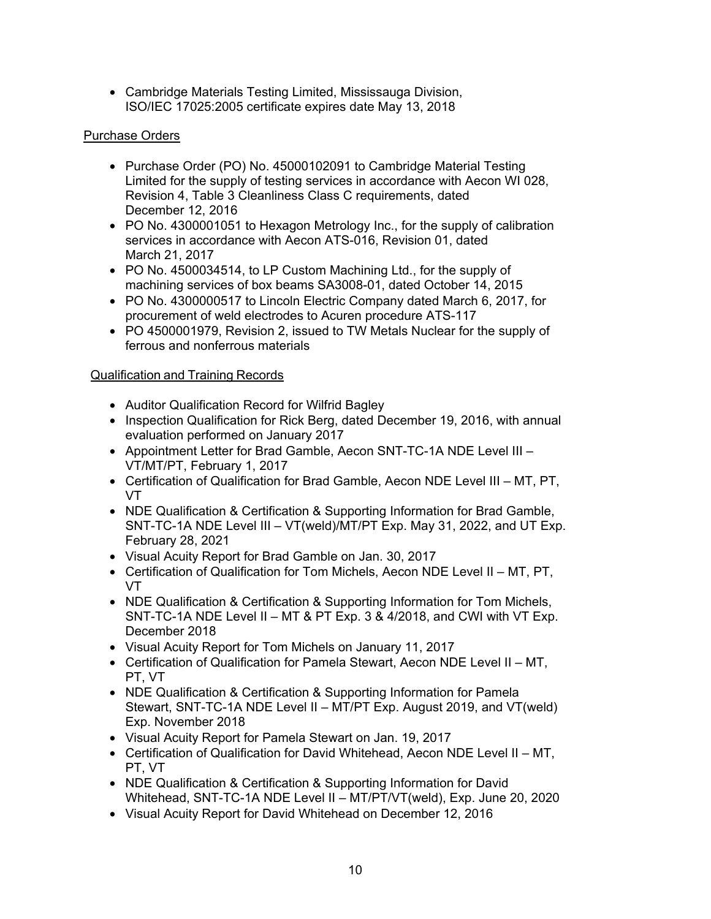- Cambridge Materials Testing Limited, Mississauga Division, ISO/IEC 17025:2005 certificate expires date May 13, 2018

Purchase Orders

- Purchase Order (PO) No. 45000102091 to Cambridge Material Testing Limited for the supply of testing services in accordance with Aecon WI 028, Revision 4, Table 3 Cleanliness Class C requirements, dated December 12, 2016
- PO No. 4300001051 to Hexagon Metrology Inc., for the supply of calibration services in accordance with Aecon ATS-016, Revision 01, dated March 21, 2017
- PO No. 4500034514, to LP Custom Machining Ltd., for the supply of machining services of box beams SA3008-01, dated October 14, 2015
- PO No. 4300000517 to Lincoln Electric Company dated March 6, 2017, for procurement of weld electrodes to Acuren procedure ATS-117
- PO 4500001979, Revision 2, issued to TW Metals Nuclear for the supply of ferrous and nonferrous materials

Qualification and Training Records

- Auditor Qualification Record for Wilfrid Bagley
- Inspection Qualification for Rick Berg, dated December 19, 2016, with annual evaluation performed on January 2017
- Appointment Letter for Brad Gamble, Aecon SNT-TC-1A NDE Level III – VT/MT/PT, February 1, 2017
- Certification of Qualification for Brad Gamble, Aecon NDE Level III – MT, PT, VT
- NDE Qualification & Certification & Supporting Information for Brad Gamble, SNT-TC-1A NDE Level III – VT(weld)/MT/PT Exp. May 31, 2022, and UT Exp. February 28, 2021
- Visual Acuity Report for Brad Gamble on Jan. 30, 2017
- Certification of Qualification for Tom Michels, Aecon NDE Level II – MT, PT, VT
- NDE Qualification & Certification & Supporting Information for Tom Michels, SNT-TC-1A NDE Level II – MT & PT Exp. 3 & 4/2018, and CWI with VT Exp. December 2018
- Visual Acuity Report for Tom Michels on January 11, 2017
- Certification of Qualification for Pamela Stewart, Aecon NDE Level II – MT, PT, VT
- NDE Qualification & Certification & Supporting Information for Pamela Stewart, SNT-TC-1A NDE Level II – MT/PT Exp. August 2019, and VT(weld) Exp. November 2018
- Visual Acuity Report for Pamela Stewart on Jan. 19, 2017
- Certification of Qualification for David Whitehead, Aecon NDE Level II – MT, PT, VT
- NDE Qualification & Certification & Supporting Information for David Whitehead, SNT-TC-1A NDE Level II – MT/PT/VT(weld), Exp. June 20, 2020
- Visual Acuity Report for David Whitehead on December 12, 2016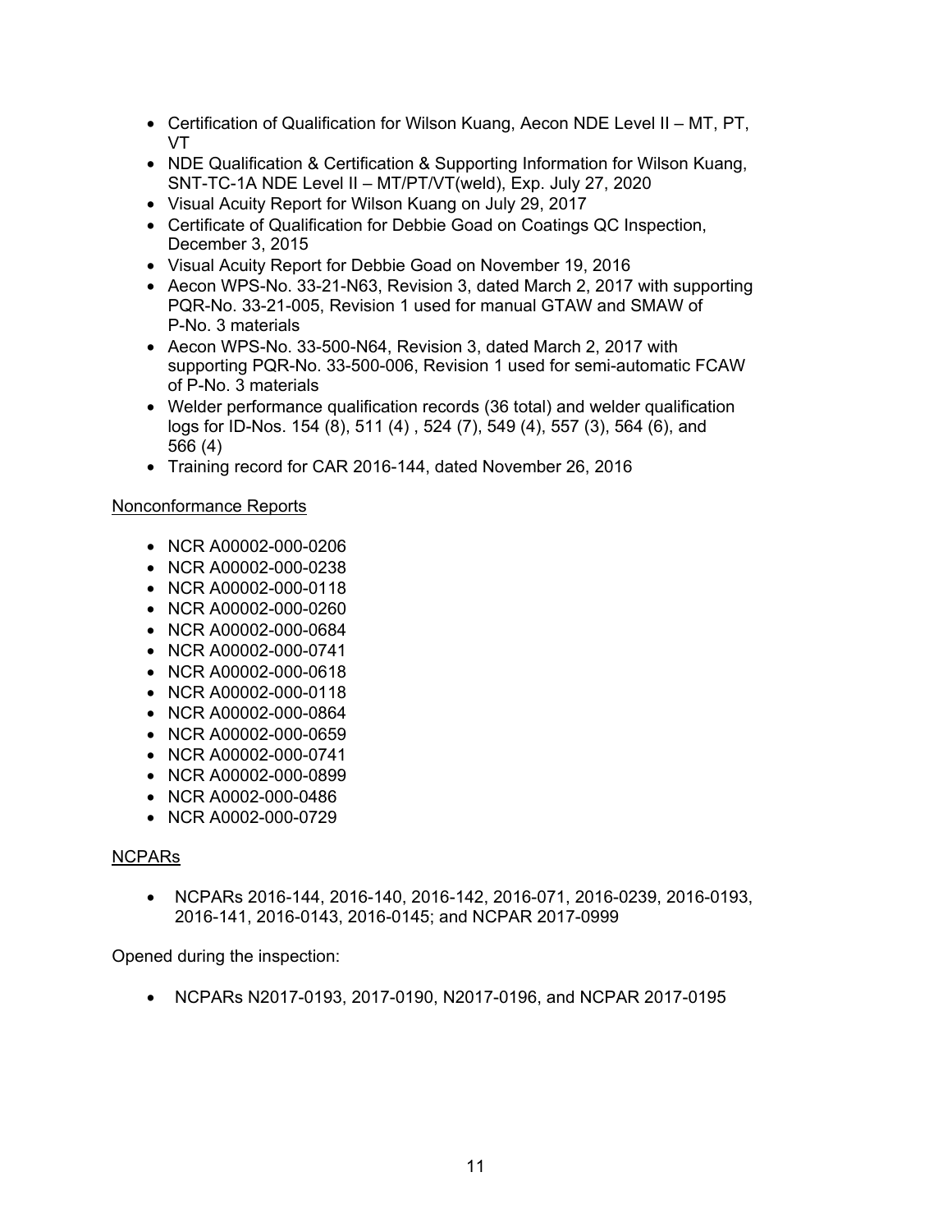- Certification of Qualification for Wilson Kuang, Aecon NDE Level II – MT, PT, VT
- NDE Qualification & Certification & Supporting Information for Wilson Kuang, SNT-TC-1A NDE Level II – MT/PT/VT(weld), Exp. July 27, 2020
- Visual Acuity Report for Wilson Kuang on July 29, 2017
- Certificate of Qualification for Debbie Goad on Coatings QC Inspection, December 3, 2015
- Visual Acuity Report for Debbie Goad on November 19, 2016
- Aecon WPS-No. 33-21-N63, Revision 3, dated March 2, 2017 with supporting PQR-No. 33-21-005, Revision 1 used for manual GTAW and SMAW of P-No. 3 materials
- Aecon WPS-No. 33-500-N64, Revision 3, dated March 2, 2017 with supporting PQR-No. 33-500-006, Revision 1 used for semi-automatic FCAW of P-No. 3 materials
- Welder performance qualification records (36 total) and welder qualification logs for ID-Nos. 154 (8), 511 (4) , 524 (7), 549 (4), 557 (3), 564 (6), and 566 (4)
- Training record for CAR 2016-144, dated November 26, 2016

Nonconformance Reports

- NCR A00002-000-0206
- NCR A00002-000-0238
- NCR A00002-000-0118
- NCR A00002-000-0260
- NCR A00002-000-0684
- NCR A00002-000-0741
- NCR A00002-000-0618
- NCR A00002-000-0118
- NCR A00002-000-0864
- NCR A00002-000-0659
- NCR A00002-000-0741
- NCR A00002-000-0899
- NCR A0002-000-0486
- NCR A0002-000-0729

NCPARs

- NCPARs 2016-144, 2016-140, 2016-142, 2016-071, 2016-0239, 2016-0193, 2016-141, 2016-0143, 2016-0145; and NCPAR 2017-0999

Opened during the inspection:

- NCPARs N2017-0193, 2017-0190, N2017-0196, and NCPAR 2017-0195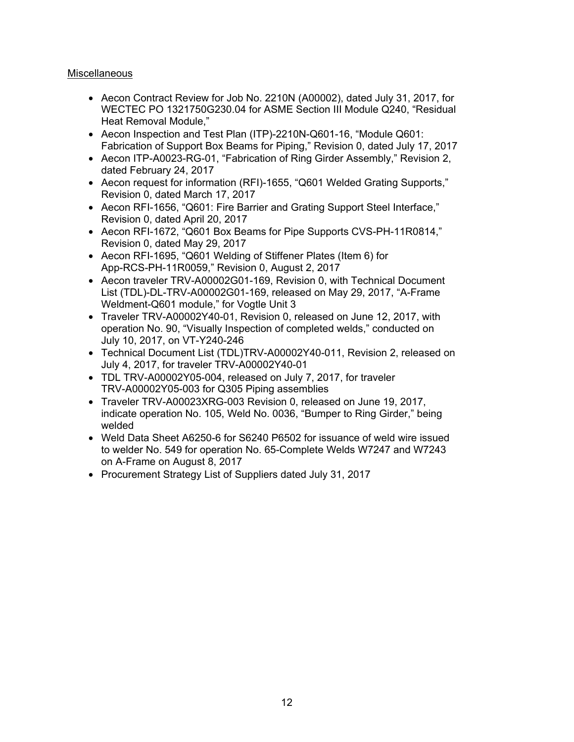Miscellaneous

- Aecon Contract Review for Job No. 2210N (A00002), dated July 31, 2017, for WECTEC PO 1321750G230.04 for ASME Section III Module Q240, "Residual Heat Removal Module,"
- Aecon Inspection and Test Plan (ITP)-2210N-Q601-16, "Module Q601: Fabrication of Support Box Beams for Piping," Revision 0, dated July 17, 2017
- Aecon ITP-A0023-RG-01, "Fabrication of Ring Girder Assembly," Revision 2, dated February 24, 2017
- Aecon request for information (RFI)-1655, "Q601 Welded Grating Supports," Revision 0, dated March 17, 2017
- Aecon RFI-1656, "Q601: Fire Barrier and Grating Support Steel Interface," Revision 0, dated April 20, 2017
- Aecon RFI-1672, "Q601 Box Beams for Pipe Supports CVS-PH-11R0814," Revision 0, dated May 29, 2017
- Aecon RFI-1695, "Q601 Welding of Stiffener Plates (Item 6) for App-RCS-PH-11R0059," Revision 0, August 2, 2017
- Aecon traveler TRV-A00002G01-169, Revision 0, with Technical Document List (TDL)-DL-TRV-A00002G01-169, released on May 29, 2017, "A-Frame Weldment-Q601 module," for Vogtle Unit 3
- Traveler TRV-A00002Y40-01, Revision 0, released on June 12, 2017, with operation No. 90, "Visually Inspection of completed welds," conducted on July 10, 2017, on VT-Y240-246
- Technical Document List (TDL)TRV-A00002Y40-011, Revision 2, released on July 4, 2017, for traveler TRV-A00002Y40-01
- TDL TRV-A00002Y05-004, released on July 7, 2017, for traveler TRV-A00002Y05-003 for Q305 Piping assemblies
- Traveler TRV-A00023XRG-003 Revision 0, released on June 19, 2017, indicate operation No. 105, Weld No. 0036, "Bumper to Ring Girder," being welded
- Weld Data Sheet A6250-6 for S6240 P6502 for issuance of weld wire issued to welder No. 549 for operation No. 65-Complete Welds W7247 and W7243 on A-Frame on August 8, 2017
- Procurement Strategy List of Suppliers dated July 31, 2017